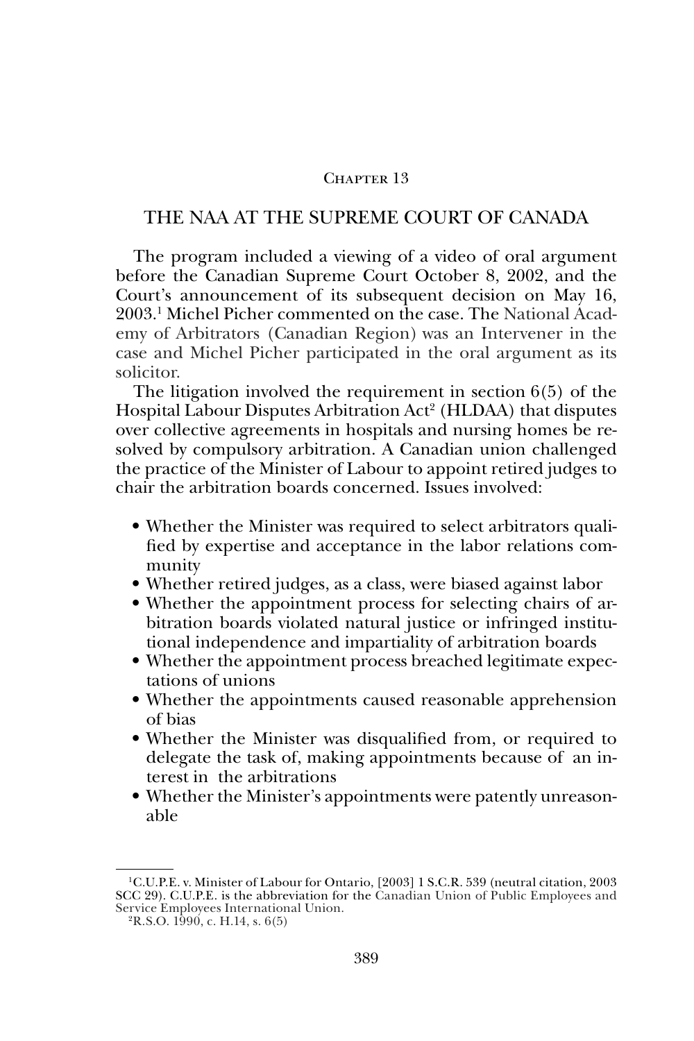Chapter 13

# THE NAA AT THE SUPREME COURT OF CANADA

The program included a viewing of a video of oral argument before the Canadian Supreme Court October 8, 2002, and the Court's announcement of its subsequent decision on May 16, 2003.[1] Michel Picher commented on the case. The National Academy of Arbitrators (Canadian Region) was an Intervener in the case and Michel Picher participated in the oral argument as its solicitor.

The litigation involved the requirement in section 6(5) of the Hospital Labour Disputes Arbitration Act[2] (HLDAA) that disputes over collective agreements in hospitals and nursing homes be resolved by compulsory arbitration. A Canadian union challenged the practice of the Minister of Labour to appoint retired judges to chair the arbitration boards concerned. Issues involved:

- Whether the Minister was required to select arbitrators qualified by expertise and acceptance in the labor relations community
- Whether retired judges, as a class, were biased against labor
- Whether the appointment process for selecting chairs of arbitration boards violated natural justice or infringed institutional independence and impartiality of arbitration boards
- Whether the appointment process breached legitimate expectations of unions
- Whether the appointments caused reasonable apprehension of bias
- Whether the Minister was disqualified from, or required to delegate the task of, making appointments because of an interest in the arbitrations
- Whether the Minister's appointments were patently unreasonable

---

[1] C.U.P.E. v. Minister of Labour for Ontario, [2003] 1 S.C.R. 539 (neutral citation, 2003 SCC 29). C.U.P.E. is the abbreviation for the Canadian Union of Public Employees and Service Employees International Union.

[2] R.S.O. 1990, c. H.14, s. 6(5)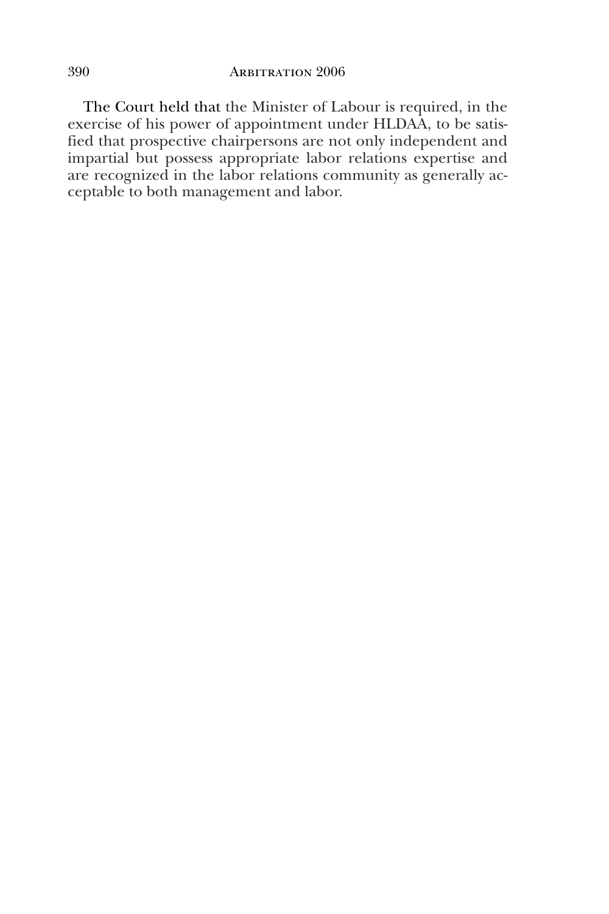The Court held that the Minister of Labour is required, in the exercise of his power of appointment under HLDAA, to be satisfied that prospective chairpersons are not only independent and impartial but possess appropriate labor relations expertise and are recognized in the labor relations community as generally acceptable to both management and labor.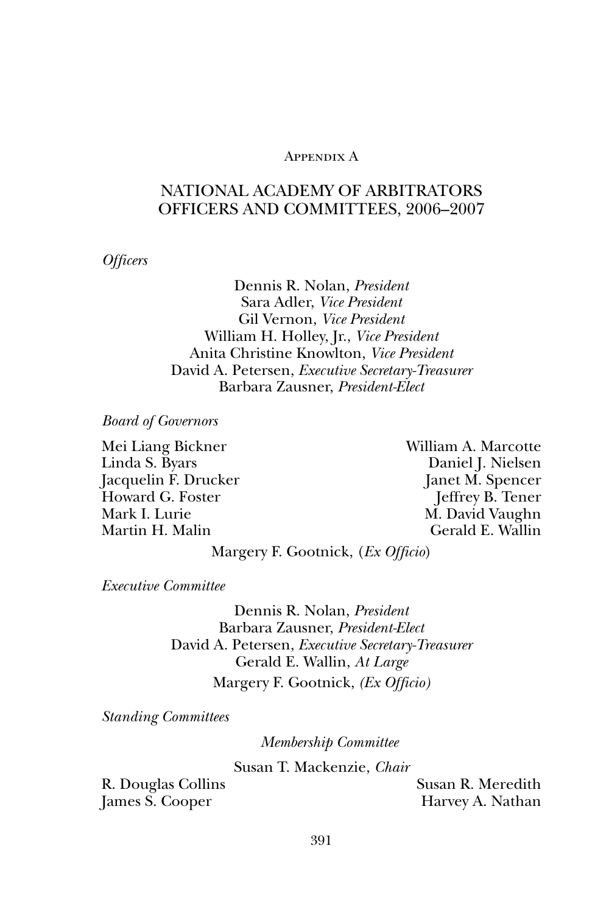Appendix A

# NATIONAL ACADEMY OF ARBITRATORS OFFICERS AND COMMITTEES, 2006–2007

*Officers*

Dennis R. Nolan, *President*
Sara Adler, *Vice President*
Gil Vernon, *Vice President*
William H. Holley, Jr., *Vice President*
Anita Christine Knowlton, *Vice President*
David A. Petersen, *Executive Secretary-Treasurer*
Barbara Zausner, *President-Elect*

*Board of Governors*

Mei Liang Bickner
Linda S. Byars
Jacquelin F. Drucker
Howard G. Foster
Mark I. Lurie
Martin H. Malin
William A. Marcotte
Daniel J. Nielsen
Janet M. Spencer
Jeffrey B. Tener
M. David Vaughn
Gerald E. Wallin

Margery F. Gootnick, (*Ex Officio*)

*Executive Committee*

Dennis R. Nolan, *President*
Barbara Zausner, *President-Elect*
David A. Petersen, *Executive Secretary-Treasurer*
Gerald E. Wallin, *At Large*
Margery F. Gootnick, *(Ex Officio)*

*Standing Committees*

*Membership Committee*

Susan T. Mackenzie, *Chair*

R. Douglas Collins
James S. Cooper
Susan R. Meredith
Harvey A. Nathan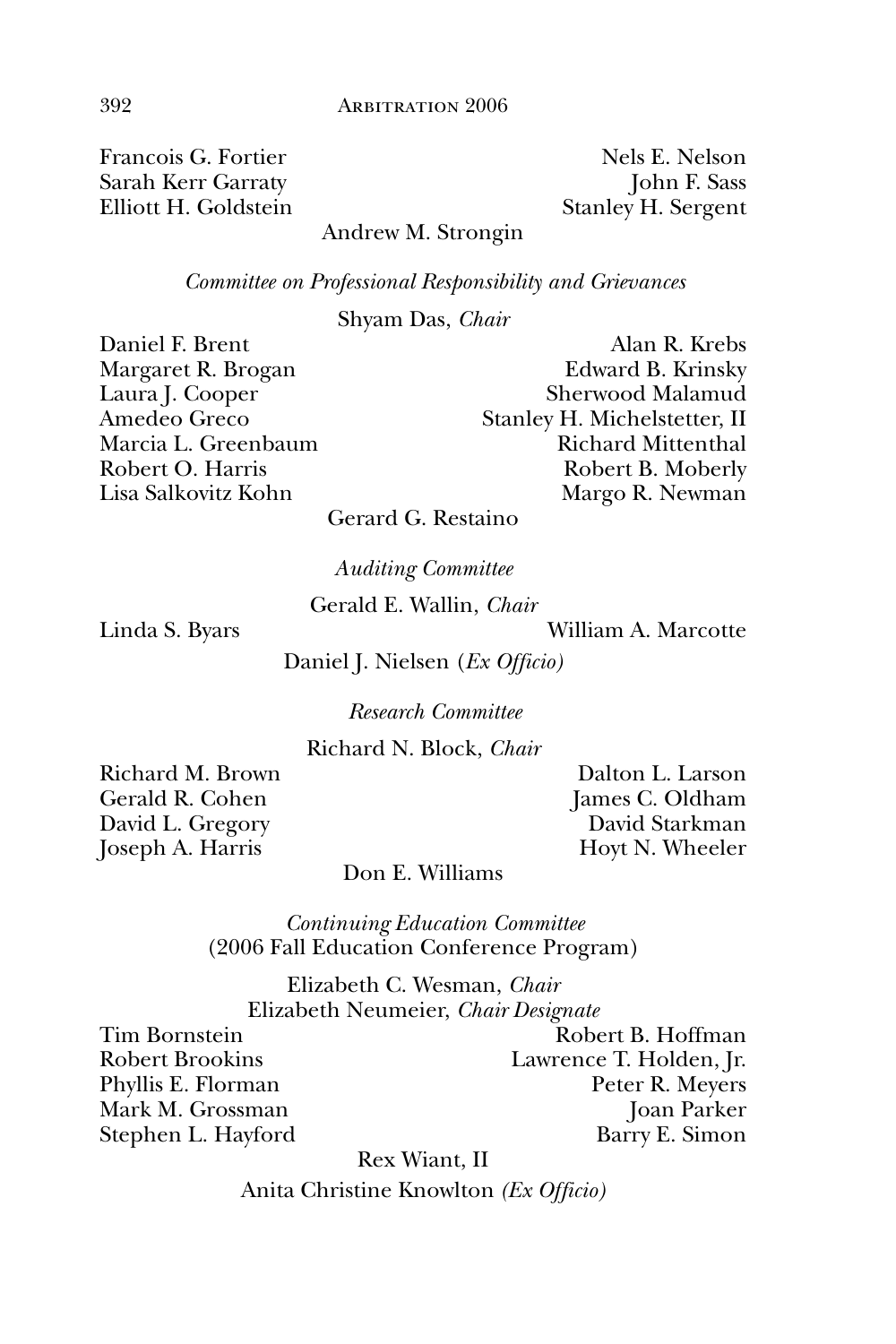Francois G. Fortier
Sarah Kerr Garraty
Elliott H. Goldstein
Nels E. Nelson
John F. Sass
Stanley H. Sergent
Andrew M. Strongin

*Committee on Professional Responsibility and Grievances*

Shyam Das, *Chair*

Daniel F. Brent
Margaret R. Brogan
Laura J. Cooper
Amedeo Greco
Marcia L. Greenbaum
Robert O. Harris
Lisa Salkovitz Kohn
Alan R. Krebs
Edward B. Krinsky
Sherwood Malamud
Stanley H. Michelstetter, II
Richard Mittenthal
Robert B. Moberly
Margo R. Newman
Gerard G. Restaino

*Auditing Committee*

Gerald E. Wallin, *Chair*

Linda S. Byars
William A. Marcotte
Daniel J. Nielsen (*Ex Officio*)

*Research Committee*

Richard N. Block, *Chair*

Richard M. Brown
Gerald R. Cohen
David L. Gregory
Joseph A. Harris
Dalton L. Larson
James C. Oldham
David Starkman
Hoyt N. Wheeler
Don E. Williams

*Continuing Education Committee*
(2006 Fall Education Conference Program)

Elizabeth C. Wesman, *Chair*
Elizabeth Neumeier, *Chair Designate*

Tim Bornstein
Robert Brookins
Phyllis E. Florman
Mark M. Grossman
Stephen L. Hayford
Robert B. Hoffman
Lawrence T. Holden, Jr.
Peter R. Meyers
Joan Parker
Barry E. Simon
Rex Wiant, II
Anita Christine Knowlton *(Ex Officio)*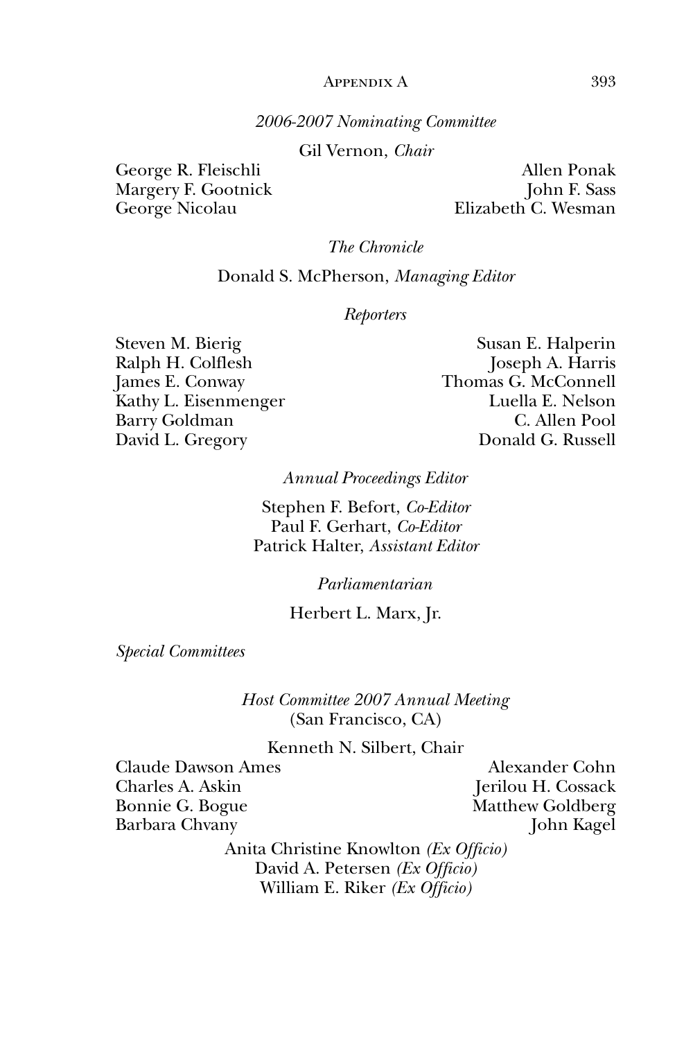*2006-2007 Nominating Committee*

Gil Vernon, *Chair*

George R. Fleischli
Margery F. Gootnick
George Nicolau
Allen Ponak
John F. Sass
Elizabeth C. Wesman

*The Chronicle*

Donald S. McPherson, *Managing Editor*

*Reporters*

Steven M. Bierig
Ralph H. Colflesh
James E. Conway
Kathy L. Eisenmenger
Barry Goldman
David L. Gregory
Susan E. Halperin
Joseph A. Harris
Thomas G. McConnell
Luella E. Nelson
C. Allen Pool
Donald G. Russell

*Annual Proceedings Editor*

Stephen F. Befort, *Co-Editor*
Paul F. Gerhart, *Co-Editor*
Patrick Halter, *Assistant Editor*

*Parliamentarian*

Herbert L. Marx, Jr.

*Special Committees*

*Host Committee 2007 Annual Meeting*
(San Francisco, CA)

Kenneth N. Silbert, Chair

Claude Dawson Ames
Charles A. Askin
Bonnie G. Bogue
Barbara Chvany
Alexander Cohn
Jerilou H. Cossack
Matthew Goldberg
John Kagel

Anita Christine Knowlton *(Ex Officio)*
David A. Petersen *(Ex Officio)*
William E. Riker *(Ex Officio)*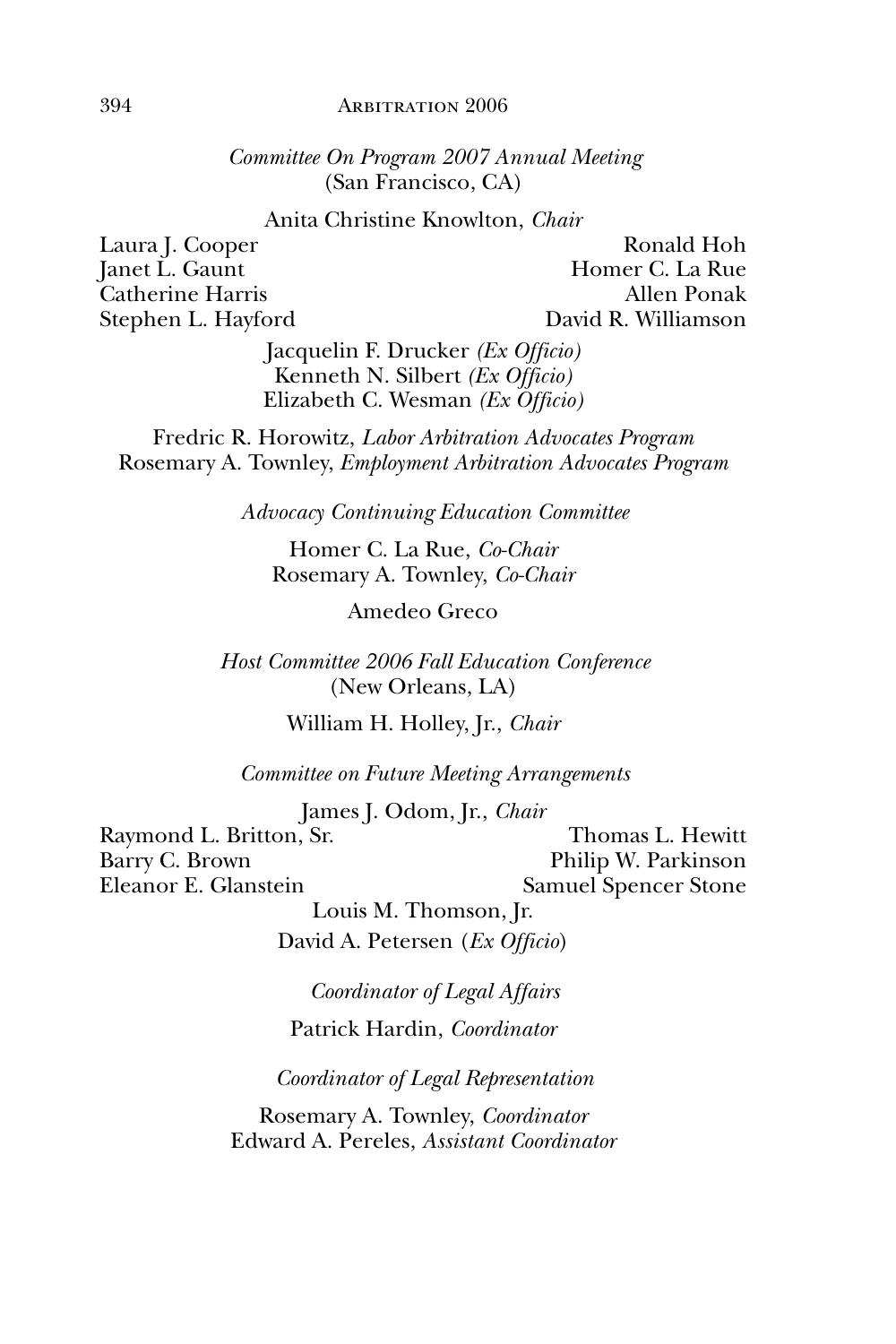*Committee On Program 2007 Annual Meeting*
(San Francisco, CA)

Anita Christine Knowlton, *Chair*

Laura J. Cooper
Janet L. Gaunt
Catherine Harris
Stephen L. Hayford
Ronald Hoh
Homer C. La Rue
Allen Ponak
David R. Williamson

Jacquelin F. Drucker *(Ex Officio)*
Kenneth N. Silbert *(Ex Officio)*
Elizabeth C. Wesman *(Ex Officio)*

Fredric R. Horowitz, *Labor Arbitration Advocates Program*
Rosemary A. Townley, *Employment Arbitration Advocates Program*

*Advocacy Continuing Education Committee*

Homer C. La Rue, *Co-Chair*
Rosemary A. Townley, *Co-Chair*

Amedeo Greco

*Host Committee 2006 Fall Education Conference*
(New Orleans, LA)

William H. Holley, Jr., *Chair*

*Committee on Future Meeting Arrangements*

James J. Odom, Jr., *Chair*

Raymond L. Britton, Sr.
Barry C. Brown
Eleanor E. Glanstein
Thomas L. Hewitt
Philip W. Parkinson
Samuel Spencer Stone
Louis M. Thomson, Jr.

David A. Petersen (*Ex Officio*)

*Coordinator of Legal Affairs*

Patrick Hardin, *Coordinator*

*Coordinator of Legal Representation*

Rosemary A. Townley, *Coordinator*
Edward A. Pereles, *Assistant Coordinator*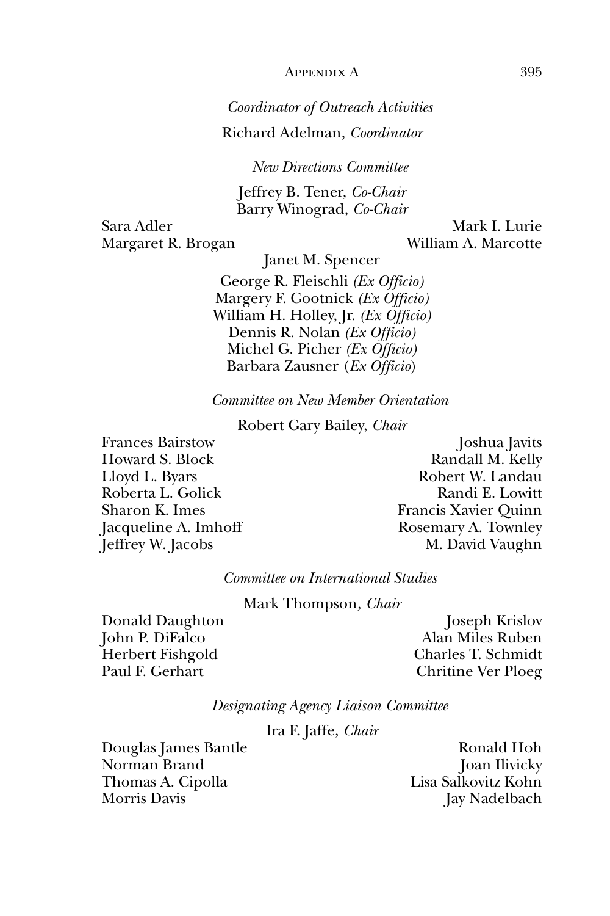*Coordinator of Outreach Activities*

Richard Adelman, *Coordinator*

*New Directions Committee*

Jeffrey B. Tener, *Co-Chair*
Barry Winograd, *Co-Chair*

Sara Adler
Margaret R. Brogan
Mark I. Lurie
William A. Marcotte
Janet M. Spencer

George R. Fleischli *(Ex Officio)*
Margery F. Gootnick *(Ex Officio)*
William H. Holley, Jr. *(Ex Officio)*
Dennis R. Nolan *(Ex Officio)*
Michel G. Picher *(Ex Officio)*
Barbara Zausner (*Ex Officio*)

*Committee on New Member Orientation*

Robert Gary Bailey, *Chair*

Frances Bairstow
Howard S. Block
Lloyd L. Byars
Roberta L. Golick
Sharon K. Imes
Jacqueline A. Imhoff
Jeffrey W. Jacobs
Joshua Javits
Randall M. Kelly
Robert W. Landau
Randi E. Lowitt
Francis Xavier Quinn
Rosemary A. Townley
M. David Vaughn

*Committee on International Studies*

Mark Thompson, *Chair*

Donald Daughton
John P. DiFalco
Herbert Fishgold
Paul F. Gerhart
Joseph Krislov
Alan Miles Ruben
Charles T. Schmidt
Chritine Ver Ploeg

*Designating Agency Liaison Committee*

Ira F. Jaffe, *Chair*

Douglas James Bantle
Norman Brand
Thomas A. Cipolla
Morris Davis
Ronald Hoh
Joan Ilivicky
Lisa Salkovitz Kohn
Jay Nadelbach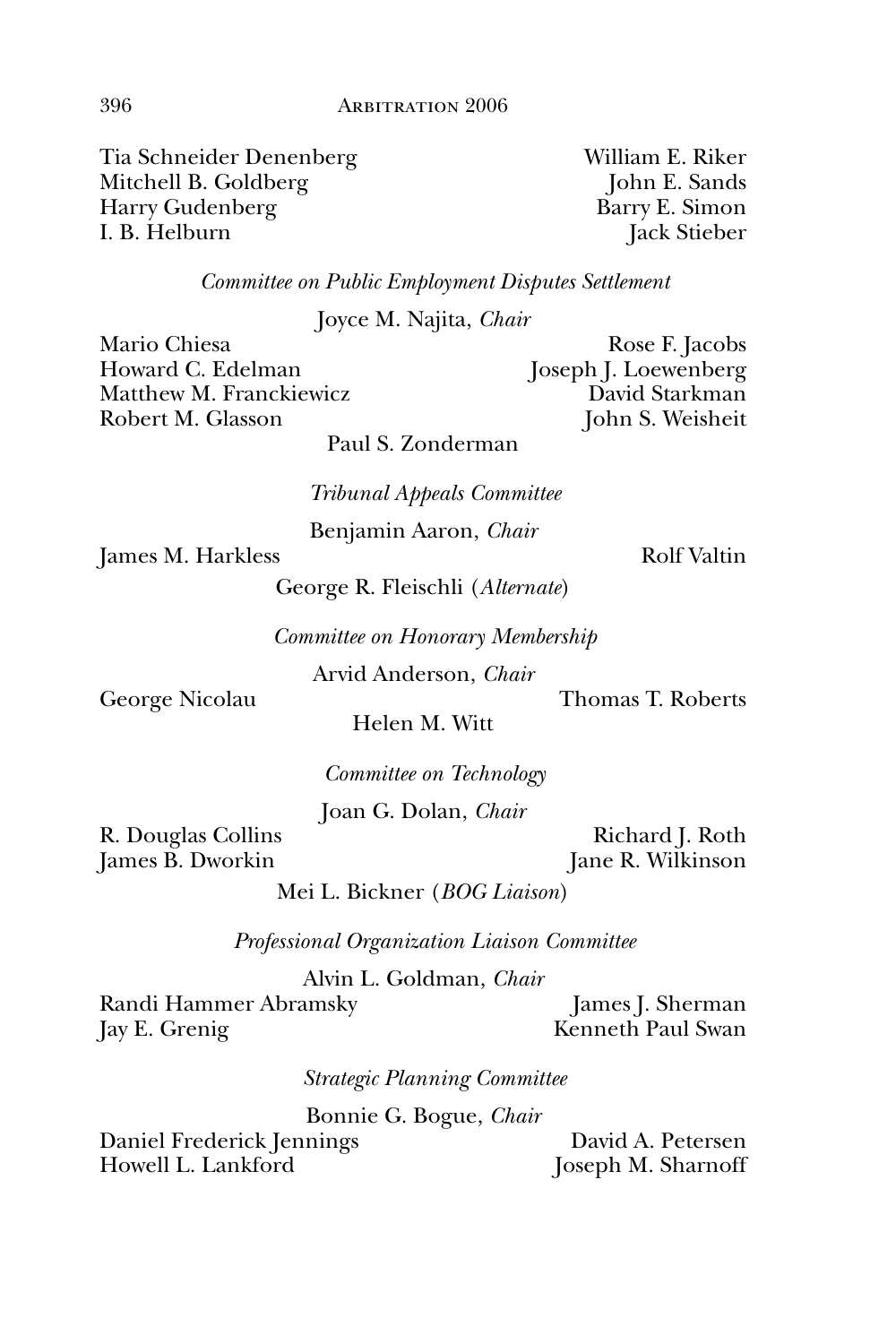Tia Schneider Denenberg
Mitchell B. Goldberg
Harry Gudenberg
I. B. Helburn
William E. Riker
John E. Sands
Barry E. Simon
Jack Stieber

*Committee on Public Employment Disputes Settlement*

Joyce M. Najita, *Chair*

Mario Chiesa
Howard C. Edelman
Matthew M. Franckiewicz
Robert M. Glasson
Rose F. Jacobs
Joseph J. Loewenberg
David Starkman
John S. Weisheit
Paul S. Zonderman

*Tribunal Appeals Committee*

Benjamin Aaron, *Chair*

James M. Harkless
Rolf Valtin
George R. Fleischli (*Alternate*)

*Committee on Honorary Membership*

Arvid Anderson, *Chair*

George Nicolau
Thomas T. Roberts
Helen M. Witt

*Committee on Technology*

Joan G. Dolan, *Chair*

R. Douglas Collins
James B. Dworkin
Richard J. Roth
Jane R. Wilkinson
Mei L. Bickner (*BOG Liaison*)

*Professional Organization Liaison Committee*

Alvin L. Goldman, *Chair*

Randi Hammer Abramsky
Jay E. Grenig
James J. Sherman
Kenneth Paul Swan

*Strategic Planning Committee*

Bonnie G. Bogue, *Chair*

Daniel Frederick Jennings
Howell L. Lankford
David A. Petersen
Joseph M. Sharnoff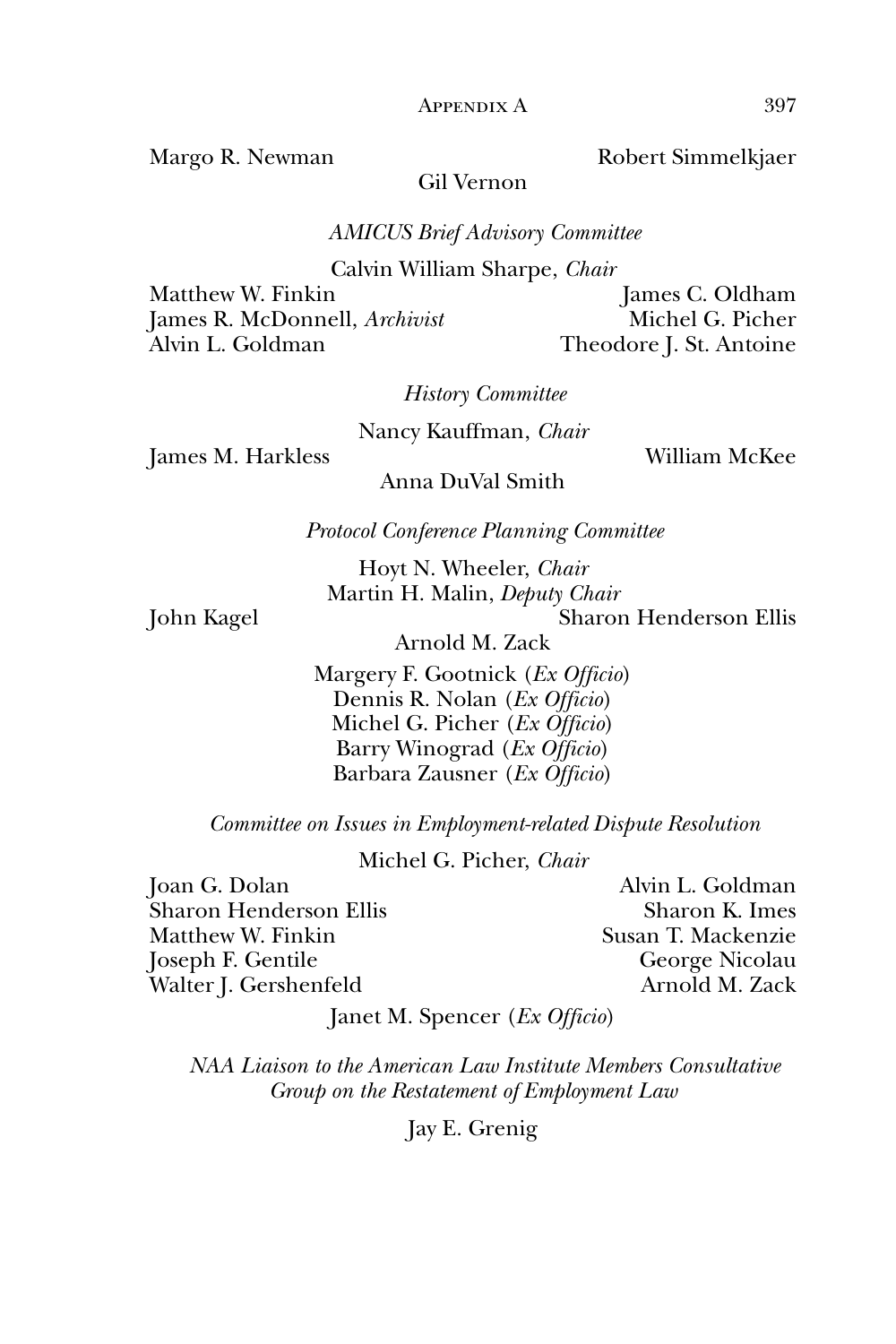Margo R. Newman
Robert Simmelkjaer
Gil Vernon

*AMICUS Brief Advisory Committee*

Calvin William Sharpe, *Chair*
Matthew W. Finkin
James C. Oldham
James R. McDonnell, *Archivist*
Michel G. Picher
Alvin L. Goldman
Theodore J. St. Antoine

*History Committee*

Nancy Kauffman, *Chair*
James M. Harkless
William McKee
Anna DuVal Smith

*Protocol Conference Planning Committee*

Hoyt N. Wheeler, *Chair*
Martin H. Malin, *Deputy Chair*
John Kagel
Sharon Henderson Ellis
Arnold M. Zack
Margery F. Gootnick (*Ex Officio*)
Dennis R. Nolan (*Ex Officio*)
Michel G. Picher (*Ex Officio*)
Barry Winograd (*Ex Officio*)
Barbara Zausner (*Ex Officio*)

*Committee on Issues in Employment-related Dispute Resolution*

Michel G. Picher, *Chair*
Joan G. Dolan
Alvin L. Goldman
Sharon Henderson Ellis
Sharon K. Imes
Matthew W. Finkin
Susan T. Mackenzie
Joseph F. Gentile
George Nicolau
Walter J. Gershenfeld
Arnold M. Zack
Janet M. Spencer (*Ex Officio*)

*NAA Liaison to the American Law Institute Members Consultative Group on the Restatement of Employment Law*

Jay E. Grenig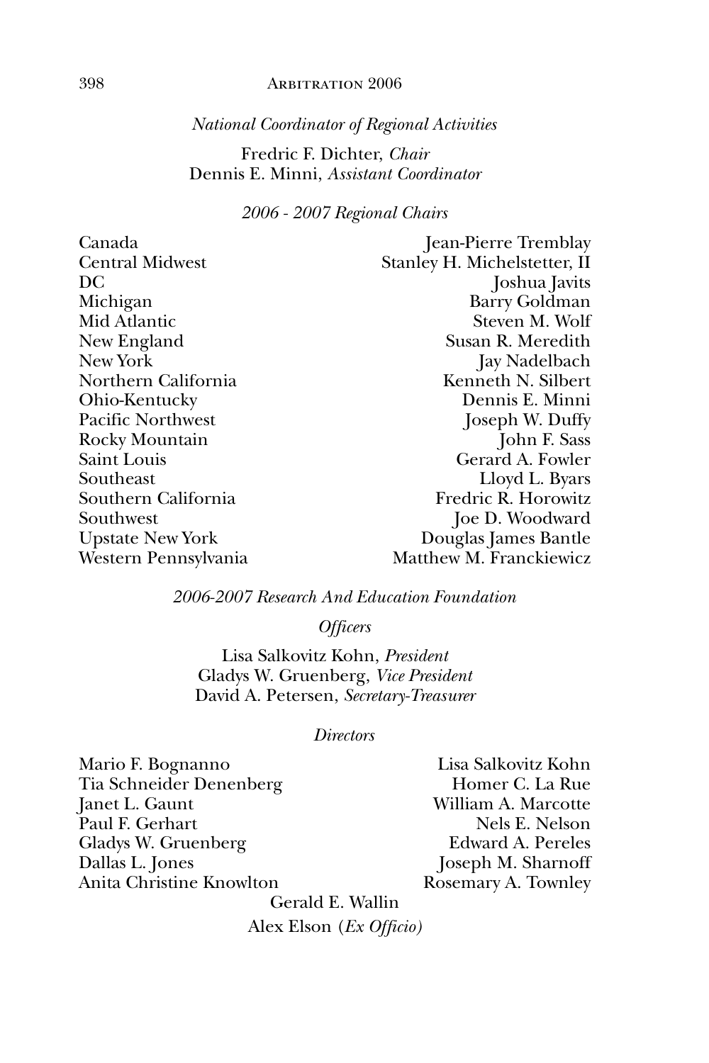*National Coordinator of Regional Activities*

Fredric F. Dichter, *Chair*
Dennis E. Minni, *Assistant Coordinator*

*2006 - 2007 Regional Chairs*

| | |
|---|---|
| Canada | Jean-Pierre Tremblay |
| Central Midwest | Stanley H. Michelstetter, II |
| DC | Joshua Javits |
| Michigan | Barry Goldman |
| Mid Atlantic | Steven M. Wolf |
| New England | Susan R. Meredith |
| New York | Jay Nadelbach |
| Northern California | Kenneth N. Silbert |
| Ohio-Kentucky | Dennis E. Minni |
| Pacific Northwest | Joseph W. Duffy |
| Rocky Mountain | John F. Sass |
| Saint Louis | Gerard A. Fowler |
| Southeast | Lloyd L. Byars |
| Southern California | Fredric R. Horowitz |
| Southwest | Joe D. Woodward |
| Upstate New York | Douglas James Bantle |
| Western Pennsylvania | Matthew M. Franckiewicz |

*2006-2007 Research And Education Foundation*

*Officers*

Lisa Salkovitz Kohn, *President*
Gladys W. Gruenberg, *Vice President*
David A. Petersen, *Secretary-Treasurer*

*Directors*

Mario F. Bognanno
Tia Schneider Denenberg
Janet L. Gaunt
Paul F. Gerhart
Gladys W. Gruenberg
Dallas L. Jones
Anita Christine Knowlton
Lisa Salkovitz Kohn
Homer C. La Rue
William A. Marcotte
Nels E. Nelson
Edward A. Pereles
Joseph M. Sharnoff
Rosemary A. Townley
Gerald E. Wallin
Alex Elson (*Ex Officio*)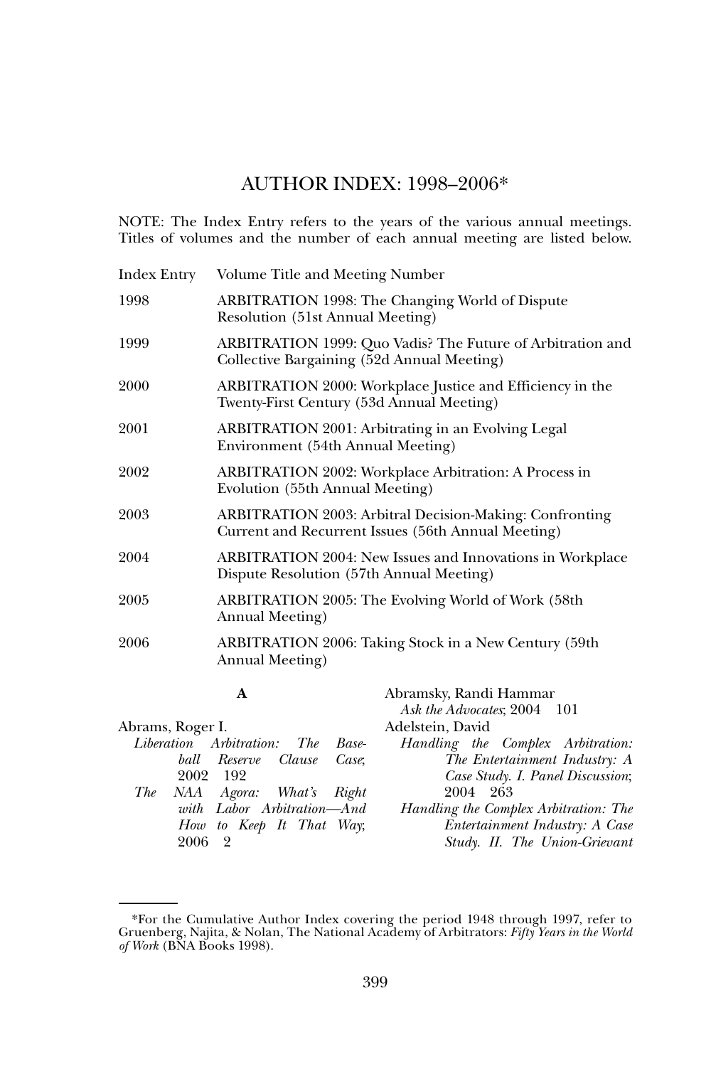# AUTHOR INDEX: 1998–2006*

NOTE: The Index Entry refers to the years of the various annual meetings. Titles of volumes and the number of each annual meeting are listed below.

| Index Entry | Volume Title and Meeting Number |
|---|---|
| 1998 | ARBITRATION 1998: The Changing World of Dispute Resolution (51st Annual Meeting) |
| 1999 | ARBITRATION 1999: Quo Vadis? The Future of Arbitration and Collective Bargaining (52d Annual Meeting) |
| 2000 | ARBITRATION 2000: Workplace Justice and Efficiency in the Twenty-First Century (53d Annual Meeting) |
| 2001 | ARBITRATION 2001: Arbitrating in an Evolving Legal Environment (54th Annual Meeting) |
| 2002 | ARBITRATION 2002: Workplace Arbitration: A Process in Evolution (55th Annual Meeting) |
| 2003 | ARBITRATION 2003: Arbitral Decision-Making: Confronting Current and Recurrent Issues (56th Annual Meeting) |
| 2004 | ARBITRATION 2004: New Issues and Innovations in Workplace Dispute Resolution (57th Annual Meeting) |
| 2005 | ARBITRATION 2005: The Evolving World of Work (58th Annual Meeting) |
| 2006 | ARBITRATION 2006: Taking Stock in a New Century (59th Annual Meeting) |

## A

Abrams, Roger I.
- *Liberation Arbitration: The Baseball Reserve Clause Case*; 2002 192
- *The NAA Agora: What's Right with Labor Arbitration—And How to Keep It That Way*; 2006 2

Abramsky, Randi Hammar
- *Ask the Advocates*; 2004 101

Adelstein, David
- *Handling the Complex Arbitration: The Entertainment Industry: A Case Study. I. Panel Discussion*; 2004 263
- *Handling the Complex Arbitration: The Entertainment Industry: A Case Study. II. The Union-Grievant*

*For the Cumulative Author Index covering the period 1948 through 1997, refer to Gruenberg, Najita, & Nolan, The National Academy of Arbitrators: *Fifty Years in the World of Work* (BNA Books 1998).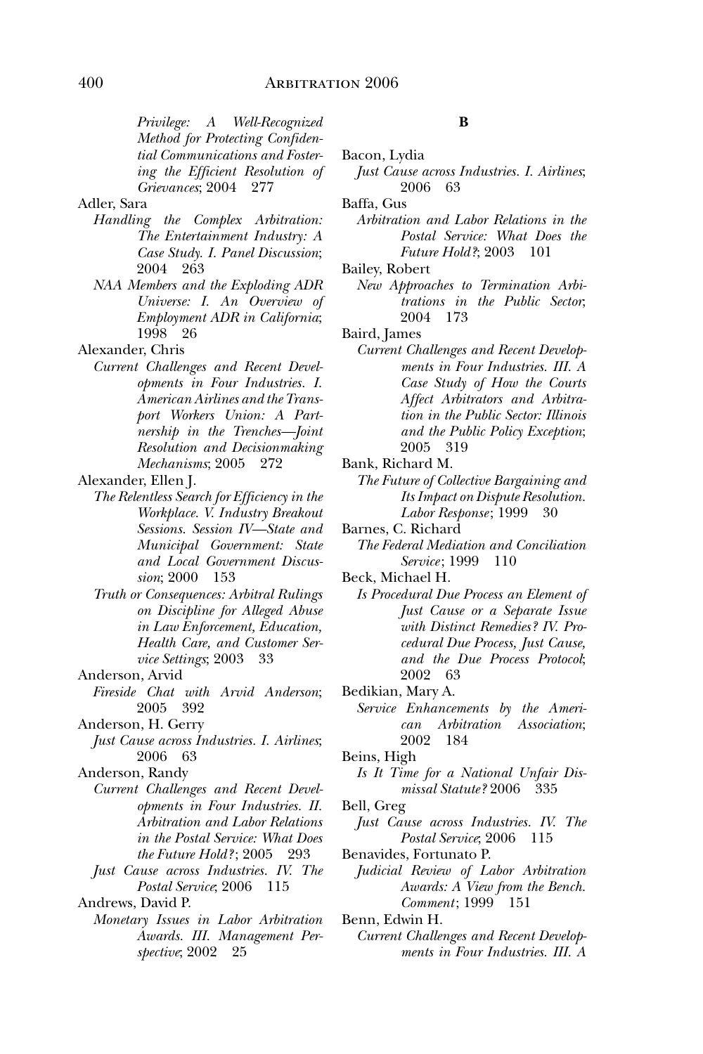*Privilege: A Well-Recognized Method for Protecting Confidential Communications and Fostering the Efficient Resolution of Grievances*; 2004 277

Adler, Sara

*Handling the Complex Arbitration: The Entertainment Industry: A Case Study. I. Panel Discussion*; 2004 263

*NAA Members and the Exploding ADR Universe: I. An Overview of Employment ADR in California*; 1998 26

Alexander, Chris

*Current Challenges and Recent Developments in Four Industries. I. American Airlines and the Transport Workers Union: A Partnership in the Trenches—Joint Resolution and Decisionmaking Mechanisms*; 2005 272

Alexander, Ellen J.

*The Relentless Search for Efficiency in the Workplace. V. Industry Breakout Sessions. Session IV—State and Municipal Government: State and Local Government Discussion*; 2000 153

*Truth or Consequences: Arbitral Rulings on Discipline for Alleged Abuse in Law Enforcement, Education, Health Care, and Customer Service Settings*; 2003 33

Anderson, Arvid

*Fireside Chat with Arvid Anderson*; 2005 392

Anderson, H. Gerry

*Just Cause across Industries. I. Airlines*; 2006 63

Anderson, Randy

*Current Challenges and Recent Developments in Four Industries. II. Arbitration and Labor Relations in the Postal Service: What Does the Future Hold?*; 2005 293

*Just Cause across Industries. IV. The Postal Service*; 2006 115

Andrews, David P.

*Monetary Issues in Labor Arbitration Awards. III. Management Perspective*; 2002 25

**B**

Bacon, Lydia

*Just Cause across Industries. I. Airlines*; 2006 63

Baffa, Gus

*Arbitration and Labor Relations in the Postal Service: What Does the Future Hold?*; 2003 101

Bailey, Robert

*New Approaches to Termination Arbitrations in the Public Sector*; 2004 173

Baird, James

*Current Challenges and Recent Developments in Four Industries. III. A Case Study of How the Courts Affect Arbitrators and Arbitration in the Public Sector: Illinois and the Public Policy Exception*; 2005 319

Bank, Richard M.

*The Future of Collective Bargaining and Its Impact on Dispute Resolution. Labor Response*; 1999 30

Barnes, C. Richard

*The Federal Mediation and Conciliation Service*; 1999 110

Beck, Michael H.

*Is Procedural Due Process an Element of Just Cause or a Separate Issue with Distinct Remedies? IV. Procedural Due Process, Just Cause, and the Due Process Protocol*; 2002 63

Bedikian, Mary A.

*Service Enhancements by the American Arbitration Association*; 2002 184

Beins, High

*Is It Time for a National Unfair Dismissal Statute?* 2006 335

Bell, Greg

*Just Cause across Industries. IV. The Postal Service*; 2006 115

Benavides, Fortunato P.

*Judicial Review of Labor Arbitration Awards: A View from the Bench. Comment*; 1999 151

Benn, Edwin H.

*Current Challenges and Recent Developments in Four Industries. III. A*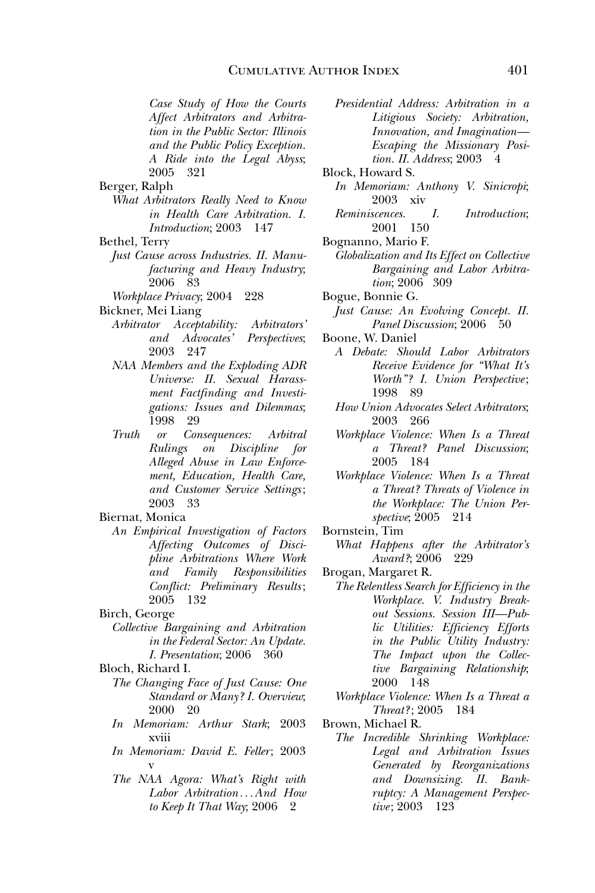*Case Study of How the Courts Affect Arbitrators and Arbitration in the Public Sector: Illinois and the Public Policy Exception. A Ride into the Legal Abyss*; 2005 321

Berger, Ralph

*What Arbitrators Really Need to Know in Health Care Arbitration. I. Introduction*; 2003 147

Bethel, Terry

*Just Cause across Industries. II. Manufacturing and Heavy Industry*; 2006 83

*Workplace Privacy*; 2004 228

Bickner, Mei Liang

*Arbitrator Acceptability: Arbitrators' and Advocates' Perspectives*; 2003 247

*NAA Members and the Exploding ADR Universe: II. Sexual Harassment Factfinding and Investigations: Issues and Dilemmas*; 1998 29

*Truth or Consequences: Arbitral Rulings on Discipline for Alleged Abuse in Law Enforcement, Education, Health Care, and Customer Service Settings*; 2003 33

Biernat, Monica

*An Empirical Investigation of Factors Affecting Outcomes of Discipline Arbitrations Where Work and Family Responsibilities Conflict: Preliminary Results*; 2005 132

Birch, George

*Collective Bargaining and Arbitration in the Federal Sector: An Update. I. Presentation*; 2006 360

Bloch, Richard I.

*The Changing Face of Just Cause: One Standard or Many? I. Overview*; 2000 20

*In Memoriam: Arthur Stark*; 2003 xviii

*In Memoriam: David E. Feller*; 2003 v

*The NAA Agora: What's Right with Labor Arbitration . . . And How to Keep It That Way*; 2006 2

*Presidential Address: Arbitration in a Litigious Society: Arbitration, Innovation, and Imagination—Escaping the Missionary Position. II. Address*; 2003 4

Block, Howard S.

*In Memoriam: Anthony V. Sinicropi*; 2003 xiv

*Reminiscences. I. Introduction*; 2001 150

Bognanno, Mario F.

*Globalization and Its Effect on Collective Bargaining and Labor Arbitration*; 2006 309

Bogue, Bonnie G.

*Just Cause: An Evolving Concept. II. Panel Discussion*; 2006 50

Boone, W. Daniel

*A Debate: Should Labor Arbitrators Receive Evidence for "What It's Worth"? I. Union Perspective*; 1998 89

*How Union Advocates Select Arbitrators*; 2003 266

*Workplace Violence: When Is a Threat a Threat? Panel Discussion*; 2005 184

*Workplace Violence: When Is a Threat a Threat? Threats of Violence in the Workplace: The Union Perspective*; 2005 214

Bornstein, Tim

*What Happens after the Arbitrator's Award?*; 2006 229

Brogan, Margaret R.

*The Relentless Search for Efficiency in the Workplace. V. Industry Breakout Sessions. Session III—Public Utilities: Efficiency Efforts in the Public Utility Industry: The Impact upon the Collective Bargaining Relationship*; 2000 148

*Workplace Violence: When Is a Threat a Threat?*; 2005 184

Brown, Michael R.

*The Incredible Shrinking Workplace: Legal and Arbitration Issues Generated by Reorganizations and Downsizing. II. Bankruptcy: A Management Perspective*; 2003 123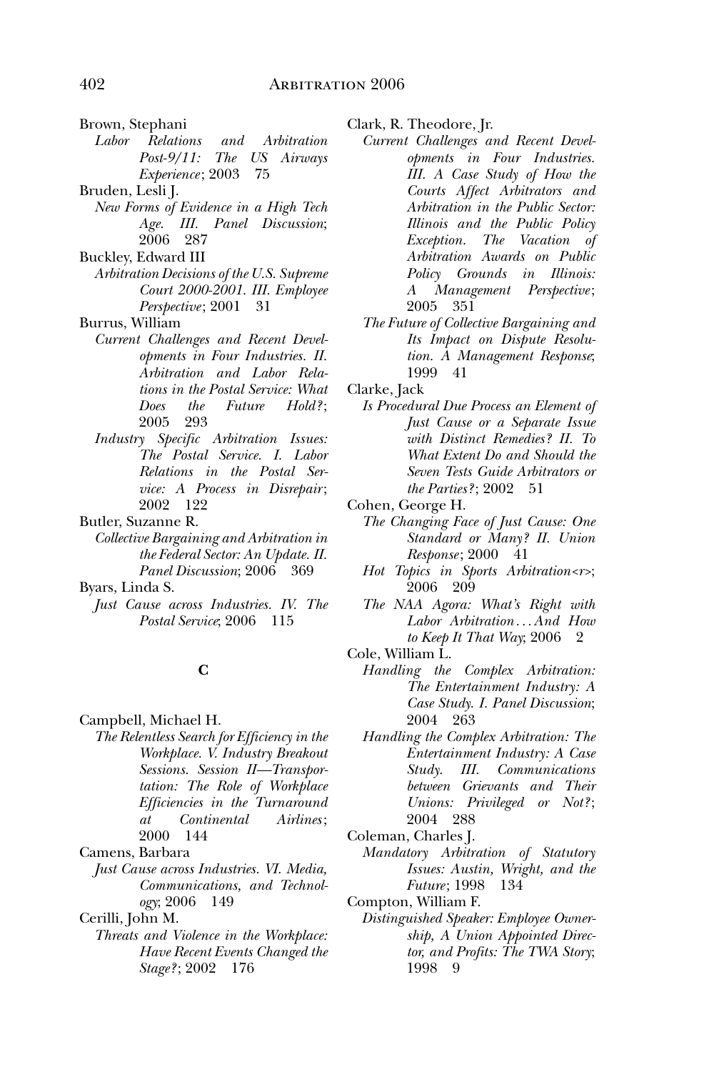Brown, Stephani

*Labor Relations and Arbitration Post-9/11: The US Airways Experience*; 2003 75

Bruden, Lesli J.

*New Forms of Evidence in a High Tech Age. III. Panel Discussion*; 2006 287

Buckley, Edward III

*Arbitration Decisions of the U.S. Supreme Court 2000-2001. III. Employee Perspective*; 2001 31

Burrus, William

*Current Challenges and Recent Developments in Four Industries. II. Arbitration and Labor Relations in the Postal Service: What Does the Future Hold?*; 2005 293

*Industry Specific Arbitration Issues: The Postal Service. I. Labor Relations in the Postal Service: A Process in Disrepair*; 2002 122

Butler, Suzanne R.

*Collective Bargaining and Arbitration in the Federal Sector: An Update. II. Panel Discussion*; 2006 369

Byars, Linda S.

*Just Cause across Industries. IV. The Postal Service*; 2006 115

**C**

Campbell, Michael H.

*The Relentless Search for Efficiency in the Workplace. V. Industry Breakout Sessions. Session II—Transportation: The Role of Workplace Efficiencies in the Turnaround at Continental Airlines*; 2000 144

Camens, Barbara

*Just Cause across Industries. VI. Media, Communications, and Technology*; 2006 149

Cerilli, John M.

*Threats and Violence in the Workplace: Have Recent Events Changed the Stage?*; 2002 176

Clark, R. Theodore, Jr.

*Current Challenges and Recent Developments in Four Industries. III. A Case Study of How the Courts Affect Arbitrators and Arbitration in the Public Sector: Illinois and the Public Policy Exception. The Vacation of Arbitration Awards on Public Policy Grounds in Illinois: A Management Perspective*; 2005 351

*The Future of Collective Bargaining and Its Impact on Dispute Resolution. A Management Response*; 1999 41

Clarke, Jack

*Is Procedural Due Process an Element of Just Cause or a Separate Issue with Distinct Remedies? II. To What Extent Do and Should the Seven Tests Guide Arbitrators or the Parties?*; 2002 51

Cohen, George H.

*The Changing Face of Just Cause: One Standard or Many? II. Union Response*; 2000 41

*Hot Topics in Sports Arbitration<r>*; 2006 209

*The NAA Agora: What's Right with Labor Arbitration . . . And How to Keep It That Way*; 2006 2

Cole, William L.

*Handling the Complex Arbitration: The Entertainment Industry: A Case Study. I. Panel Discussion*; 2004 263

*Handling the Complex Arbitration: The Entertainment Industry: A Case Study. III. Communications between Grievants and Their Unions: Privileged or Not?*; 2004 288

Coleman, Charles J.

*Mandatory Arbitration of Statutory Issues: Austin, Wright, and the Future*; 1998 134

Compton, William F.

*Distinguished Speaker: Employee Ownership, A Union Appointed Director, and Profits: The TWA Story*; 1998 9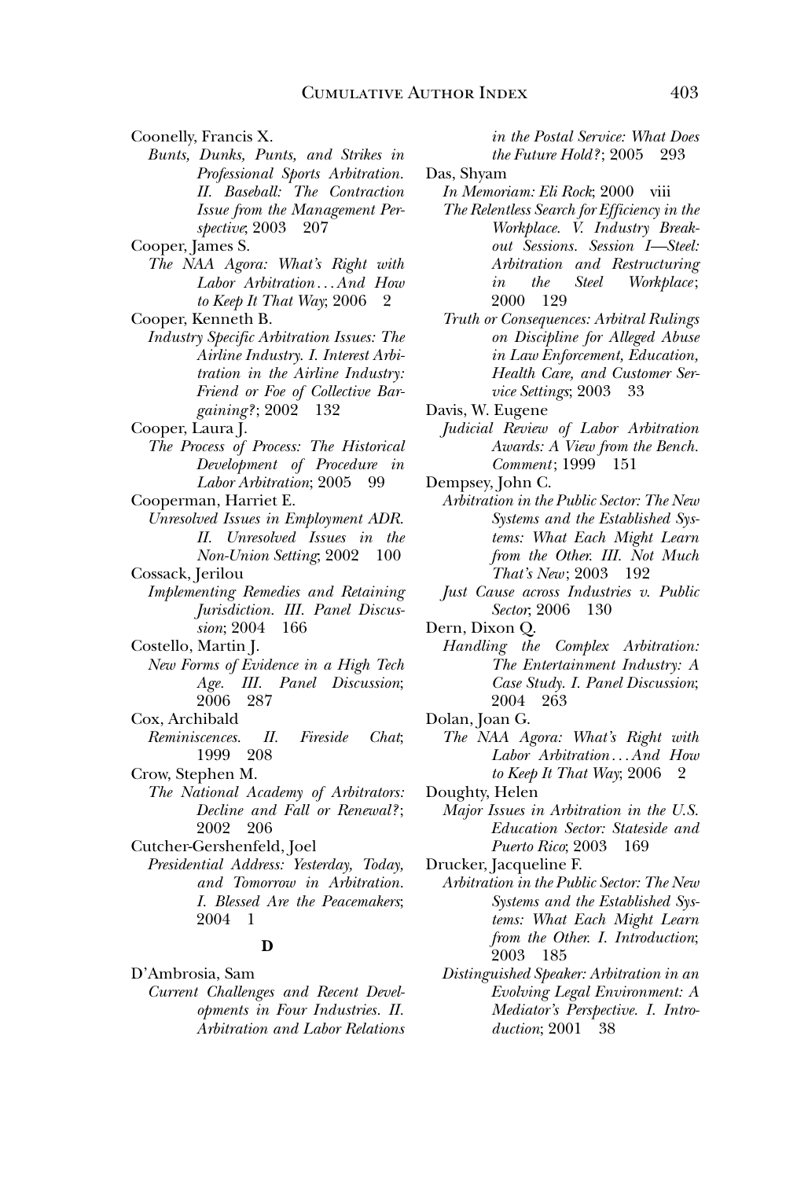Coonelly, Francis X.

*Bunts, Dunks, Punts, and Strikes in Professional Sports Arbitration. II. Baseball: The Contraction Issue from the Management Perspective*; 2003 207

Cooper, James S.

*The NAA Agora: What's Right with Labor Arbitration . . . And How to Keep It That Way*; 2006 2

Cooper, Kenneth B.

*Industry Specific Arbitration Issues: The Airline Industry. I. Interest Arbitration in the Airline Industry: Friend or Foe of Collective Bargaining?*; 2002 132

Cooper, Laura J.

*The Process of Process: The Historical Development of Procedure in Labor Arbitration*; 2005 99

Cooperman, Harriet E.

*Unresolved Issues in Employment ADR. II. Unresolved Issues in the Non-Union Setting*; 2002 100

Cossack, Jerilou

*Implementing Remedies and Retaining Jurisdiction. III. Panel Discussion*; 2004 166

Costello, Martin J.

*New Forms of Evidence in a High Tech Age. III. Panel Discussion*; 2006 287

Cox, Archibald

*Reminiscences. II. Fireside Chat*; 1999 208

Crow, Stephen M.

*The National Academy of Arbitrators: Decline and Fall or Renewal?*; 2002 206

Cutcher-Gershenfeld, Joel

*Presidential Address: Yesterday, Today, and Tomorrow in Arbitration. I. Blessed Are the Peacemakers*; 2004 1

## D

D'Ambrosia, Sam

*Current Challenges and Recent Developments in Four Industries. II. Arbitration and Labor Relations in the Postal Service: What Does the Future Hold?*; 2005 293

Das, Shyam

*In Memoriam: Eli Rock*; 2000 viii

*The Relentless Search for Efficiency in the Workplace. V. Industry Breakout Sessions. Session I—Steel: Arbitration and Restructuring in the Steel Workplace*; 2000 129

*Truth or Consequences: Arbitral Rulings on Discipline for Alleged Abuse in Law Enforcement, Education, Health Care, and Customer Service Settings*; 2003 33

Davis, W. Eugene

*Judicial Review of Labor Arbitration Awards: A View from the Bench. Comment*; 1999 151

Dempsey, John C.

*Arbitration in the Public Sector: The New Systems and the Established Systems: What Each Might Learn from the Other. III. Not Much That's New*; 2003 192

*Just Cause across Industries v. Public Sector*; 2006 130

Dern, Dixon Q.

*Handling the Complex Arbitration: The Entertainment Industry: A Case Study. I. Panel Discussion*; 2004 263

Dolan, Joan G.

*The NAA Agora: What's Right with Labor Arbitration . . . And How to Keep It That Way*; 2006 2

Doughty, Helen

*Major Issues in Arbitration in the U.S. Education Sector: Stateside and Puerto Rico*; 2003 169

Drucker, Jacqueline F.

*Arbitration in the Public Sector: The New Systems and the Established Systems: What Each Might Learn from the Other. I. Introduction*; 2003 185

*Distinguished Speaker: Arbitration in an Evolving Legal Environment: A Mediator's Perspective. I. Introduction*; 2001 38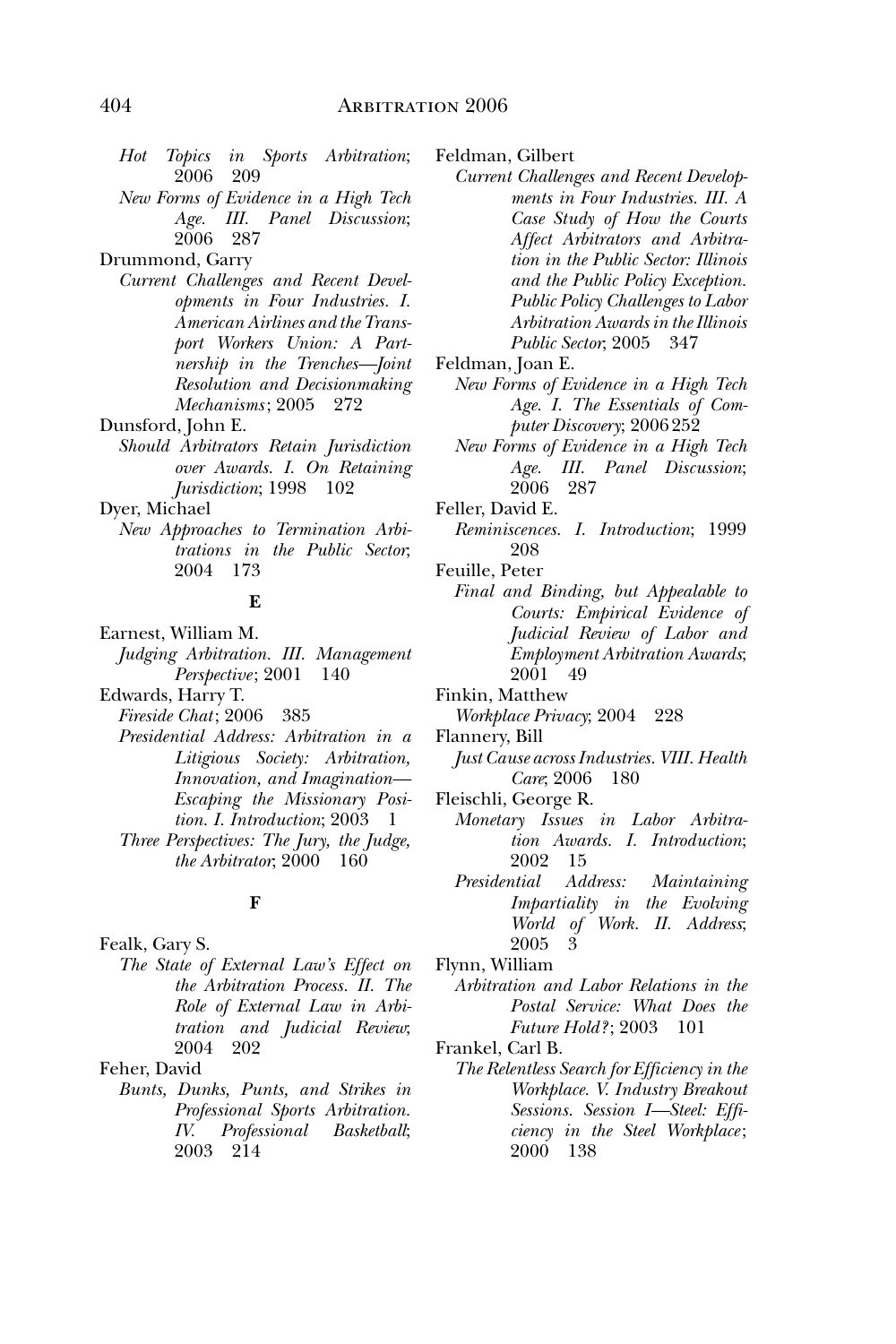*Hot Topics in Sports Arbitration*; 2006 209

*New Forms of Evidence in a High Tech Age. III. Panel Discussion*; 2006 287

Drummond, Garry

*Current Challenges and Recent Developments in Four Industries. I. American Airlines and the Transport Workers Union: A Partnership in the Trenches—Joint Resolution and Decisionmaking Mechanisms*; 2005 272

Dunsford, John E.

*Should Arbitrators Retain Jurisdiction over Awards. I. On Retaining Jurisdiction*; 1998 102

Dyer, Michael

*New Approaches to Termination Arbitrations in the Public Sector*; 2004 173

**E**

Earnest, William M.

*Judging Arbitration. III. Management Perspective*; 2001 140

Edwards, Harry T.

*Fireside Chat*; 2006 385

*Presidential Address: Arbitration in a Litigious Society: Arbitration, Innovation, and Imagination—Escaping the Missionary Position. I. Introduction*; 2003 1

*Three Perspectives: The Jury, the Judge, the Arbitrator*; 2000 160

**F**

Fealk, Gary S.

*The State of External Law's Effect on the Arbitration Process. II. The Role of External Law in Arbitration and Judicial Review*; 2004 202

Feher, David

*Bunts, Dunks, Punts, and Strikes in Professional Sports Arbitration. IV. Professional Basketball*; 2003 214

Feldman, Gilbert

*Current Challenges and Recent Developments in Four Industries. III. A Case Study of How the Courts Affect Arbitrators and Arbitration in the Public Sector: Illinois and the Public Policy Exception. Public Policy Challenges to Labor Arbitration Awards in the Illinois Public Sector*; 2005 347

Feldman, Joan E.

*New Forms of Evidence in a High Tech Age. I. The Essentials of Computer Discovery*; 2006 252

*New Forms of Evidence in a High Tech Age. III. Panel Discussion*; 2006 287

Feller, David E.

*Reminiscences. I. Introduction*; 1999 208

Feuille, Peter

*Final and Binding, but Appealable to Courts: Empirical Evidence of Judicial Review of Labor and Employment Arbitration Awards*; 2001 49

Finkin, Matthew

*Workplace Privacy*; 2004 228

Flannery, Bill

*Just Cause across Industries. VIII. Health Care*; 2006 180

Fleischli, George R.

*Monetary Issues in Labor Arbitration Awards. I. Introduction*; 2002 15

*Presidential Address: Maintaining Impartiality in the Evolving World of Work. II. Address*; 2005 3

Flynn, William

*Arbitration and Labor Relations in the Postal Service: What Does the Future Hold?*; 2003 101

Frankel, Carl B.

*The Relentless Search for Efficiency in the Workplace. V. Industry Breakout Sessions. Session I—Steel: Efficiency in the Steel Workplace*; 2000 138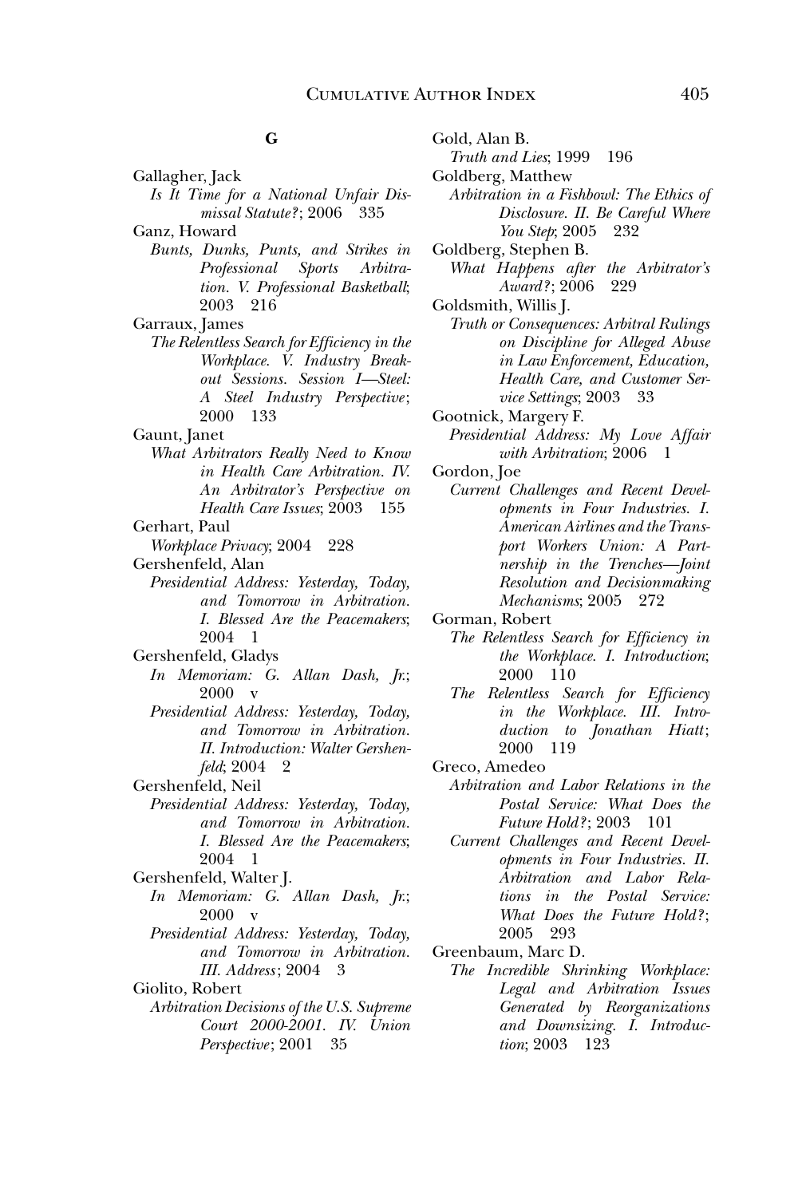## G

Gallagher, Jack
*Is It Time for a National Unfair Dismissal Statute?*; 2006 335

Ganz, Howard
*Bunts, Dunks, Punts, and Strikes in Professional Sports Arbitration. V. Professional Basketball*; 2003 216

Garraux, James
*The Relentless Search for Efficiency in the Workplace. V. Industry Breakout Sessions. Session I—Steel: A Steel Industry Perspective*; 2000 133

Gaunt, Janet
*What Arbitrators Really Need to Know in Health Care Arbitration. IV. An Arbitrator's Perspective on Health Care Issues*; 2003 155

Gerhart, Paul
*Workplace Privacy*; 2004 228

Gershenfeld, Alan
*Presidential Address: Yesterday, Today, and Tomorrow in Arbitration. I. Blessed Are the Peacemakers*; 2004 1

Gershenfeld, Gladys
*In Memoriam: G. Allan Dash, Jr.*; 2000 v
*Presidential Address: Yesterday, Today, and Tomorrow in Arbitration. II. Introduction: Walter Gershenfeld*; 2004 2

Gershenfeld, Neil
*Presidential Address: Yesterday, Today, and Tomorrow in Arbitration. I. Blessed Are the Peacemakers*; 2004 1

Gershenfeld, Walter J.
*In Memoriam: G. Allan Dash, Jr.*; 2000 v
*Presidential Address: Yesterday, Today, and Tomorrow in Arbitration. III. Address*; 2004 3

Giolito, Robert
*Arbitration Decisions of the U.S. Supreme Court 2000-2001. IV. Union Perspective*; 2001 35

Gold, Alan B.
*Truth and Lies*; 1999 196

Goldberg, Matthew
*Arbitration in a Fishbowl: The Ethics of Disclosure. II. Be Careful Where You Step*; 2005 232

Goldberg, Stephen B.
*What Happens after the Arbitrator's Award?*; 2006 229

Goldsmith, Willis J.
*Truth or Consequences: Arbitral Rulings on Discipline for Alleged Abuse in Law Enforcement, Education, Health Care, and Customer Service Settings*; 2003 33

Gootnick, Margery F.
*Presidential Address: My Love Affair with Arbitration*; 2006 1

Gordon, Joe
*Current Challenges and Recent Developments in Four Industries. I. American Airlines and the Transport Workers Union: A Partnership in the Trenches—Joint Resolution and Decisionmaking Mechanisms*; 2005 272

Gorman, Robert
*The Relentless Search for Efficiency in the Workplace. I. Introduction*; 2000 110
*The Relentless Search for Efficiency in the Workplace. III. Introduction to Jonathan Hiatt*; 2000 119

Greco, Amedeo
*Arbitration and Labor Relations in the Postal Service: What Does the Future Hold?*; 2003 101
*Current Challenges and Recent Developments in Four Industries. II. Arbitration and Labor Relations in the Postal Service: What Does the Future Hold?*; 2005 293

Greenbaum, Marc D.
*The Incredible Shrinking Workplace: Legal and Arbitration Issues Generated by Reorganizations and Downsizing. I. Introduction*; 2003 123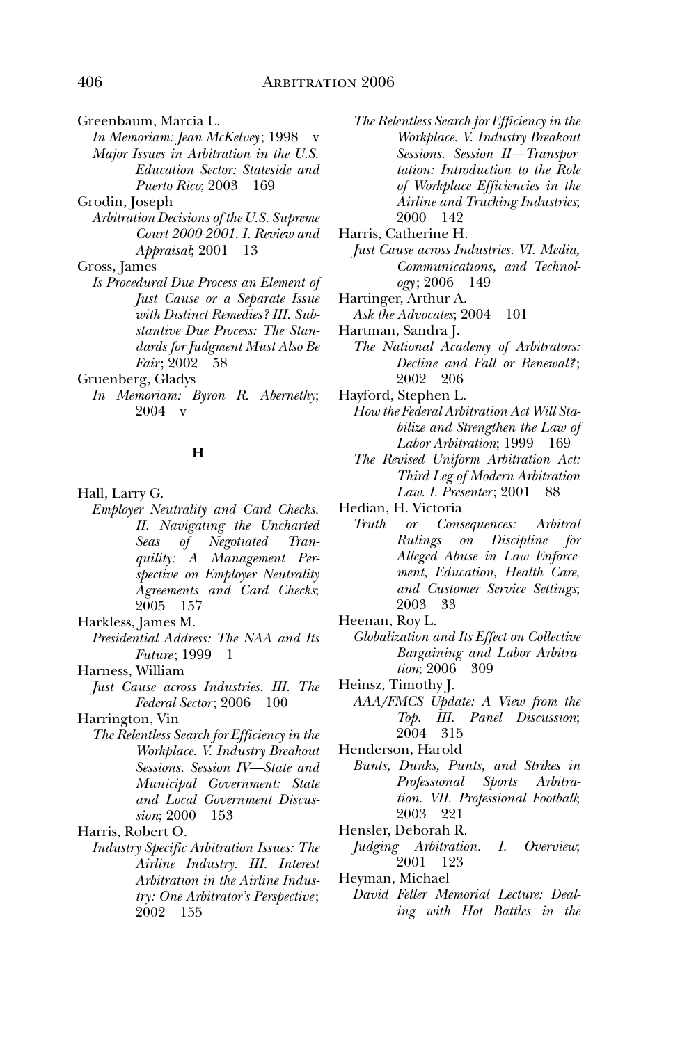Greenbaum, Marcia L.

*In Memoriam: Jean McKelvey*; 1998 v

*Major Issues in Arbitration in the U.S. Education Sector: Stateside and Puerto Rico*; 2003 169

Grodin, Joseph

*Arbitration Decisions of the U.S. Supreme Court 2000-2001. I. Review and Appraisal*; 2001 13

Gross, James

*Is Procedural Due Process an Element of Just Cause or a Separate Issue with Distinct Remedies? III. Substantive Due Process: The Standards for Judgment Must Also Be Fair*; 2002 58

Gruenberg, Gladys

*In Memoriam: Byron R. Abernethy*; 2004 v

## H

Hall, Larry G.

*Employer Neutrality and Card Checks. II. Navigating the Uncharted Seas of Negotiated Tranquility: A Management Perspective on Employer Neutrality Agreements and Card Checks*; 2005 157

Harkless, James M.

*Presidential Address: The NAA and Its Future*; 1999 1

Harness, William

*Just Cause across Industries. III. The Federal Sector*; 2006 100

Harrington, Vin

*The Relentless Search for Efficiency in the Workplace. V. Industry Breakout Sessions. Session IV—State and Municipal Government: State and Local Government Discussion*; 2000 153

Harris, Robert O.

*Industry Specific Arbitration Issues: The Airline Industry. III. Interest Arbitration in the Airline Industry: One Arbitrator's Perspective*; 2002 155

*The Relentless Search for Efficiency in the Workplace. V. Industry Breakout Sessions. Session II—Transportation: Introduction to the Role of Workplace Efficiencies in the Airline and Trucking Industries*; 2000 142

Harris, Catherine H.

*Just Cause across Industries. VI. Media, Communications, and Technology*; 2006 149

Hartinger, Arthur A.

*Ask the Advocates*; 2004 101

Hartman, Sandra J.

*The National Academy of Arbitrators: Decline and Fall or Renewal?*; 2002 206

Hayford, Stephen L.

*How the Federal Arbitration Act Will Stabilize and Strengthen the Law of Labor Arbitration*; 1999 169

*The Revised Uniform Arbitration Act: Third Leg of Modern Arbitration Law. I. Presenter*; 2001 88

Hedian, H. Victoria

*Truth or Consequences: Arbitral Rulings on Discipline for Alleged Abuse in Law Enforcement, Education, Health Care, and Customer Service Settings*; 2003 33

Heenan, Roy L.

*Globalization and Its Effect on Collective Bargaining and Labor Arbitration*; 2006 309

Heinsz, Timothy J.

*AAA/FMCS Update: A View from the Top. III. Panel Discussion*; 2004 315

Henderson, Harold

*Bunts, Dunks, Punts, and Strikes in Professional Sports Arbitration. VII. Professional Football*; 2003 221

Hensler, Deborah R.

*Judging Arbitration. I. Overview*; 2001 123

Heyman, Michael

*David Feller Memorial Lecture: Dealing with Hot Battles in the*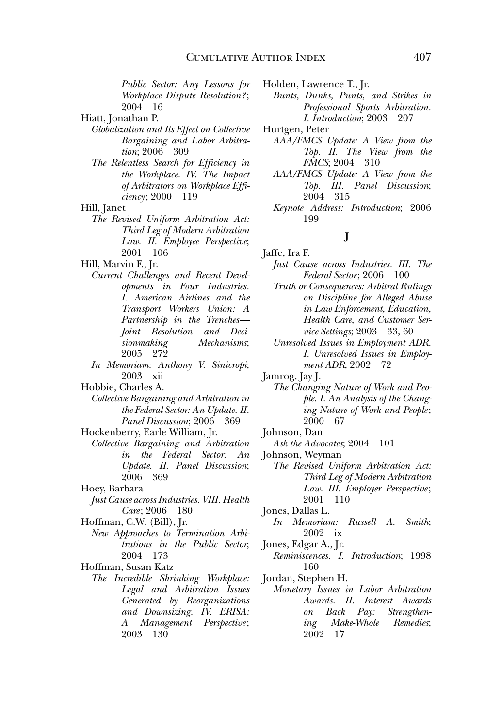*Public Sector: Any Lessons for Workplace Dispute Resolution?*; 2004 16

Hiatt, Jonathan P.

*Globalization and Its Effect on Collective Bargaining and Labor Arbitration*; 2006 309

*The Relentless Search for Efficiency in the Workplace. IV. The Impact of Arbitrators on Workplace Efficiency*; 2000 119

Hill, Janet

*The Revised Uniform Arbitration Act: Third Leg of Modern Arbitration Law. II. Employee Perspective*; 2001 106

Hill, Marvin F., Jr.

*Current Challenges and Recent Developments in Four Industries. I. American Airlines and the Transport Workers Union: A Partnership in the Trenches—Joint Resolution and Decisionmaking Mechanisms*; 2005 272

*In Memoriam: Anthony V. Sinicropi*; 2003 xii

Hobbie, Charles A.

*Collective Bargaining and Arbitration in the Federal Sector: An Update. II. Panel Discussion*; 2006 369

Hockenberry, Earle William, Jr.

*Collective Bargaining and Arbitration in the Federal Sector: An Update. II. Panel Discussion*; 2006 369

Hoey, Barbara

*Just Cause across Industries. VIII. Health Care*; 2006 180

Hoffman, C.W. (Bill), Jr.

*New Approaches to Termination Arbitrations in the Public Sector*; 2004 173

Hoffman, Susan Katz

*The Incredible Shrinking Workplace: Legal and Arbitration Issues Generated by Reorganizations and Downsizing. IV. ERISA: A Management Perspective*; 2003 130

Holden, Lawrence T., Jr.

*Bunts, Dunks, Punts, and Strikes in Professional Sports Arbitration. I. Introduction*; 2003 207

Hurtgen, Peter

*AAA/FMCS Update: A View from the Top. II. The View from the FMCS*; 2004 310

*AAA/FMCS Update: A View from the Top. III. Panel Discussion*; 2004 315

*Keynote Address: Introduction*; 2006 199

## J

Jaffe, Ira F.

*Just Cause across Industries. III. The Federal Sector*; 2006 100

*Truth or Consequences: Arbitral Rulings on Discipline for Alleged Abuse in Law Enforcement, Education, Health Care, and Customer Service Settings*; 2003 33, 60

*Unresolved Issues in Employment ADR. I. Unresolved Issues in Employment ADR*; 2002 72

Jamrog, Jay J.

*The Changing Nature of Work and People. I. An Analysis of the Changing Nature of Work and People*; 2000 67

Johnson, Dan

*Ask the Advocates*; 2004 101

Johnson, Weyman

*The Revised Uniform Arbitration Act: Third Leg of Modern Arbitration Law. III. Employer Perspective*; 2001 110

Jones, Dallas L.

*In Memoriam: Russell A. Smith*; 2002 ix

Jones, Edgar A., Jr.

*Reminiscences. I. Introduction*; 1998 160

Jordan, Stephen H.

*Monetary Issues in Labor Arbitration Awards. II. Interest Awards on Back Pay: Strengthening Make-Whole Remedies*; 2002 17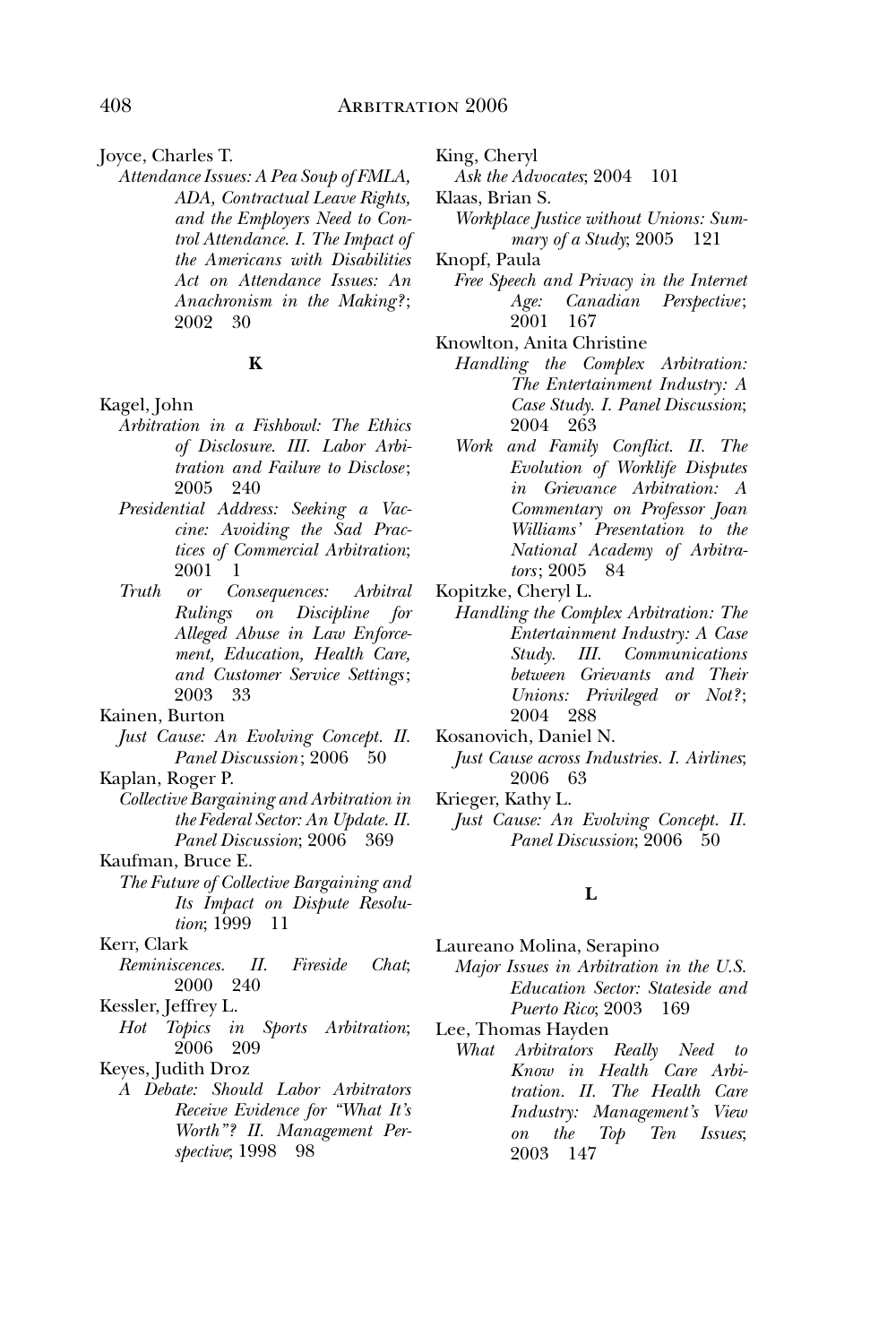Joyce, Charles T.

*Attendance Issues: A Pea Soup of FMLA, ADA, Contractual Leave Rights, and the Employers Need to Control Attendance. I. The Impact of the Americans with Disabilities Act on Attendance Issues: An Anachronism in the Making?*; 2002 30

**K**

Kagel, John

*Arbitration in a Fishbowl: The Ethics of Disclosure. III. Labor Arbitration and Failure to Disclose*; 2005 240

*Presidential Address: Seeking a Vaccine: Avoiding the Sad Practices of Commercial Arbitration*; 2001 1

*Truth or Consequences: Arbitral Rulings on Discipline for Alleged Abuse in Law Enforcement, Education, Health Care, and Customer Service Settings*; 2003 33

Kainen, Burton

*Just Cause: An Evolving Concept. II. Panel Discussion*; 2006 50

Kaplan, Roger P.

*Collective Bargaining and Arbitration in the Federal Sector: An Update. II. Panel Discussion*; 2006 369

Kaufman, Bruce E.

*The Future of Collective Bargaining and Its Impact on Dispute Resolution*; 1999 11

Kerr, Clark

*Reminiscences. II. Fireside Chat*; 2000 240

Kessler, Jeffrey L.

*Hot Topics in Sports Arbitration*; 2006 209

Keyes, Judith Droz

*A Debate: Should Labor Arbitrators Receive Evidence for "What It's Worth"? II. Management Perspective*; 1998 98

King, Cheryl

*Ask the Advocates*; 2004 101

Klaas, Brian S.

*Workplace Justice without Unions: Summary of a Study*; 2005 121

Knopf, Paula

*Free Speech and Privacy in the Internet Age: Canadian Perspective*; 2001 167

Knowlton, Anita Christine

*Handling the Complex Arbitration: The Entertainment Industry: A Case Study. I. Panel Discussion*; 2004 263

*Work and Family Conflict. II. The Evolution of Worklife Disputes in Grievance Arbitration: A Commentary on Professor Joan Williams' Presentation to the National Academy of Arbitrators*; 2005 84

Kopitzke, Cheryl L.

*Handling the Complex Arbitration: The Entertainment Industry: A Case Study. III. Communications between Grievants and Their Unions: Privileged or Not?*; 2004 288

Kosanovich, Daniel N.

*Just Cause across Industries. I. Airlines*; 2006 63

Krieger, Kathy L.

*Just Cause: An Evolving Concept. II. Panel Discussion*; 2006 50

**L**

Laureano Molina, Serapino

*Major Issues in Arbitration in the U.S. Education Sector: Stateside and Puerto Rico*; 2003 169

Lee, Thomas Hayden

*What Arbitrators Really Need to Know in Health Care Arbitration. II. The Health Care Industry: Management's View on the Top Ten Issues*; 2003 147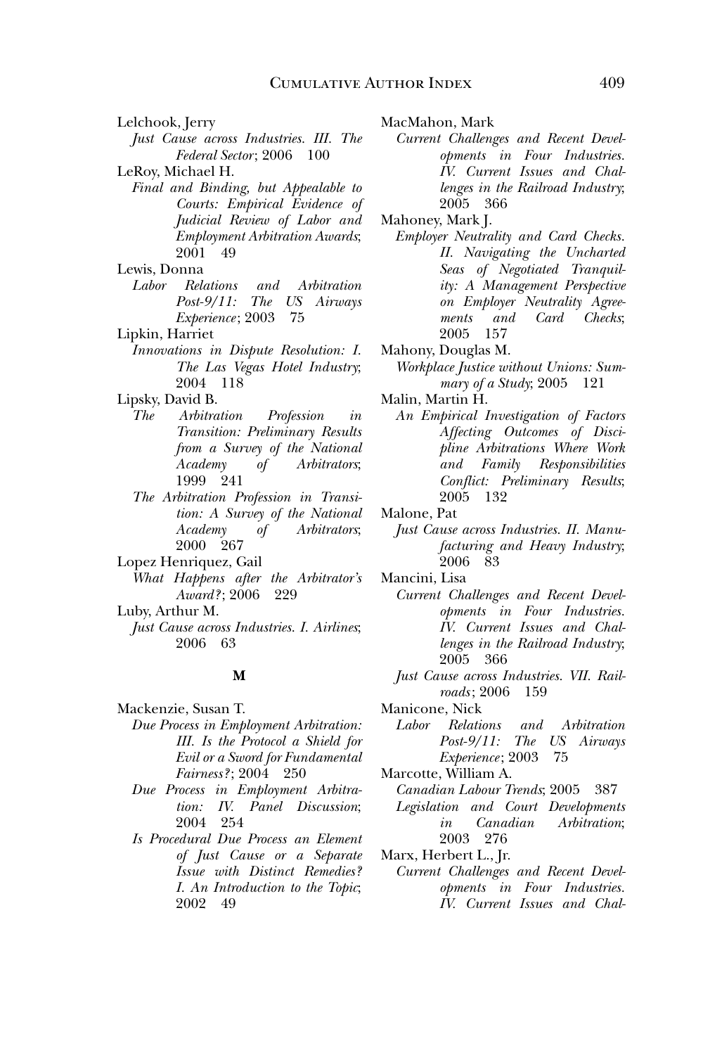Lelchook, Jerry

*Just Cause across Industries. III. The Federal Sector*; 2006 100

LeRoy, Michael H.

*Final and Binding, but Appealable to Courts: Empirical Evidence of Judicial Review of Labor and Employment Arbitration Awards*; 2001 49

Lewis, Donna

*Labor Relations and Arbitration Post-9/11: The US Airways Experience*; 2003 75

Lipkin, Harriet

*Innovations in Dispute Resolution: I. The Las Vegas Hotel Industry*; 2004 118

Lipsky, David B.

*The Arbitration Profession in Transition: Preliminary Results from a Survey of the National Academy of Arbitrators*; 1999 241

*The Arbitration Profession in Transition: A Survey of the National Academy of Arbitrators*; 2000 267

Lopez Henriquez, Gail

*What Happens after the Arbitrator's Award?*; 2006 229

Luby, Arthur M.

*Just Cause across Industries. I. Airlines*; 2006 63

**M**

Mackenzie, Susan T.

*Due Process in Employment Arbitration: III. Is the Protocol a Shield for Evil or a Sword for Fundamental Fairness?*; 2004 250

*Due Process in Employment Arbitration: IV. Panel Discussion*; 2004 254

*Is Procedural Due Process an Element of Just Cause or a Separate Issue with Distinct Remedies? I. An Introduction to the Topic*; 2002 49

MacMahon, Mark

*Current Challenges and Recent Developments in Four Industries. IV. Current Issues and Challenges in the Railroad Industry*; 2005 366

Mahoney, Mark J.

*Employer Neutrality and Card Checks. II. Navigating the Uncharted Seas of Negotiated Tranquility: A Management Perspective on Employer Neutrality Agreements and Card Checks*; 2005 157

Mahony, Douglas M.

*Workplace Justice without Unions: Summary of a Study*; 2005 121

Malin, Martin H.

*An Empirical Investigation of Factors Affecting Outcomes of Discipline Arbitrations Where Work and Family Responsibilities Conflict: Preliminary Results*; 2005 132

Malone, Pat

*Just Cause across Industries. II. Manufacturing and Heavy Industry*; 2006 83

Mancini, Lisa

*Current Challenges and Recent Developments in Four Industries. IV. Current Issues and Challenges in the Railroad Industry*; 2005 366

*Just Cause across Industries. VII. Railroads*; 2006 159

Manicone, Nick

*Labor Relations and Arbitration Post-9/11: The US Airways Experience*; 2003 75

Marcotte, William A.

*Canadian Labour Trends*; 2005 387

*Legislation and Court Developments in Canadian Arbitration*; 2003 276

Marx, Herbert L., Jr.

*Current Challenges and Recent Developments in Four Industries. IV. Current Issues and Chal-*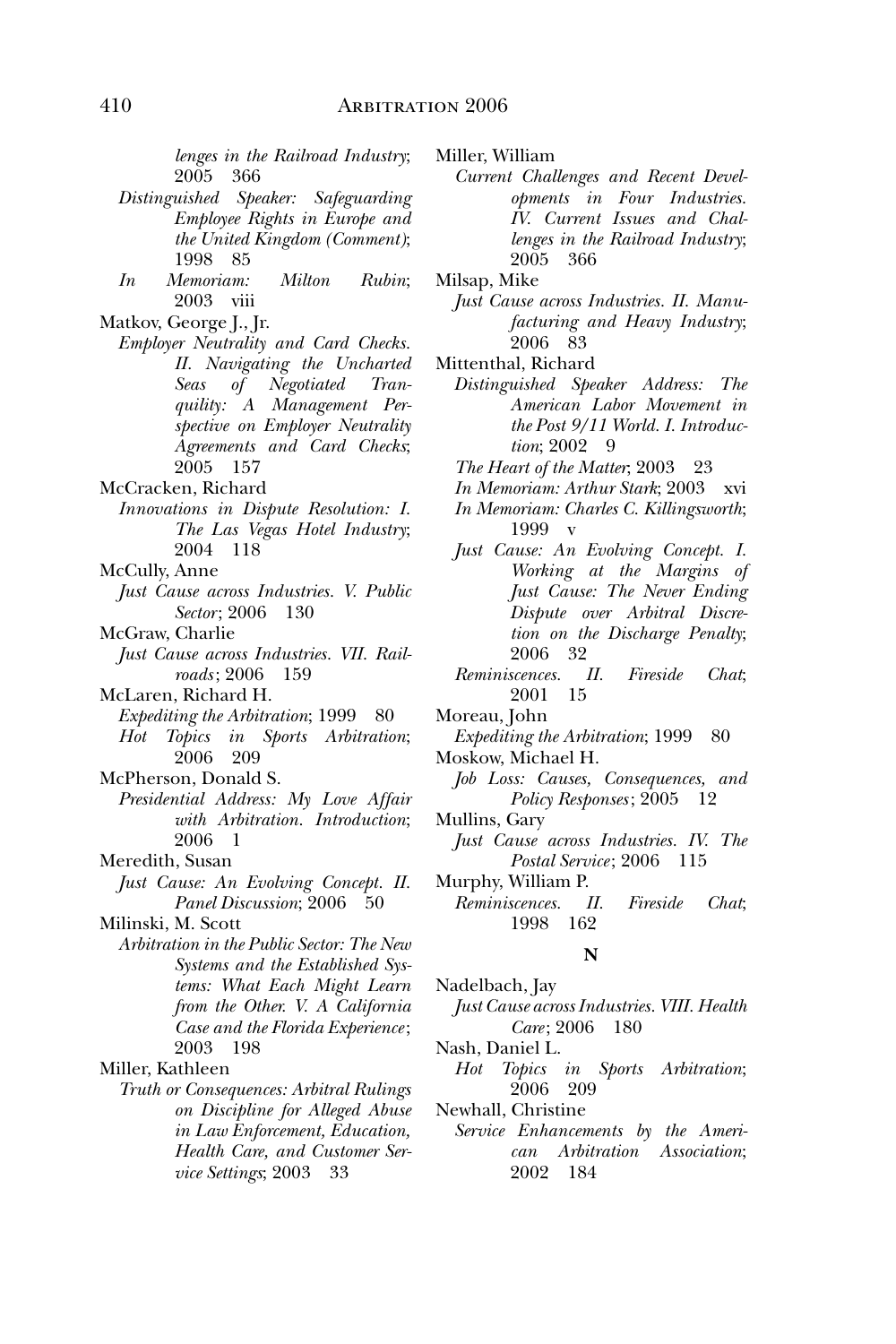*lenges in the Railroad Industry*; 2005 366

*Distinguished Speaker: Safeguarding Employee Rights in Europe and the United Kingdom (Comment)*; 1998 85

*In Memoriam: Milton Rubin*; 2003 viii

Matkov, George J., Jr.

*Employer Neutrality and Card Checks. II. Navigating the Uncharted Seas of Negotiated Tranquility: A Management Perspective on Employer Neutrality Agreements and Card Checks*; 2005 157

McCracken, Richard

*Innovations in Dispute Resolution: I. The Las Vegas Hotel Industry*; 2004 118

McCully, Anne

*Just Cause across Industries. V. Public Sector*; 2006 130

McGraw, Charlie

*Just Cause across Industries. VII. Railroads*; 2006 159

McLaren, Richard H.

*Expediting the Arbitration*; 1999 80

*Hot Topics in Sports Arbitration*; 2006 209

McPherson, Donald S.

*Presidential Address: My Love Affair with Arbitration. Introduction*; 2006 1

Meredith, Susan

*Just Cause: An Evolving Concept. II. Panel Discussion*; 2006 50

Milinski, M. Scott

*Arbitration in the Public Sector: The New Systems and the Established Systems: What Each Might Learn from the Other. V. A California Case and the Florida Experience*; 2003 198

Miller, Kathleen

*Truth or Consequences: Arbitral Rulings on Discipline for Alleged Abuse in Law Enforcement, Education, Health Care, and Customer Service Settings*; 2003 33

Miller, William

*Current Challenges and Recent Developments in Four Industries. IV. Current Issues and Challenges in the Railroad Industry*; 2005 366

Milsap, Mike

*Just Cause across Industries. II. Manufacturing and Heavy Industry*; 2006 83

Mittenthal, Richard

*Distinguished Speaker Address: The American Labor Movement in the Post 9/11 World. I. Introduction*; 2002 9

*The Heart of the Matter*; 2003 23

*In Memoriam: Arthur Stark*; 2003 xvi

*In Memoriam: Charles C. Killingsworth*; 1999 v

*Just Cause: An Evolving Concept. I. Working at the Margins of Just Cause: The Never Ending Dispute over Arbitral Discretion on the Discharge Penalty*; 2006 32

*Reminiscences. II. Fireside Chat*; 2001 15

Moreau, John

*Expediting the Arbitration*; 1999 80

Moskow, Michael H.

*Job Loss: Causes, Consequences, and Policy Responses*; 2005 12

Mullins, Gary

*Just Cause across Industries. IV. The Postal Service*; 2006 115

Murphy, William P.

*Reminiscences. II. Fireside Chat*; 1998 162

**N**

Nadelbach, Jay

*Just Cause across Industries. VIII. Health Care*; 2006 180

Nash, Daniel L.

*Hot Topics in Sports Arbitration*; 2006 209

Newhall, Christine

*Service Enhancements by the American Arbitration Association*; 2002 184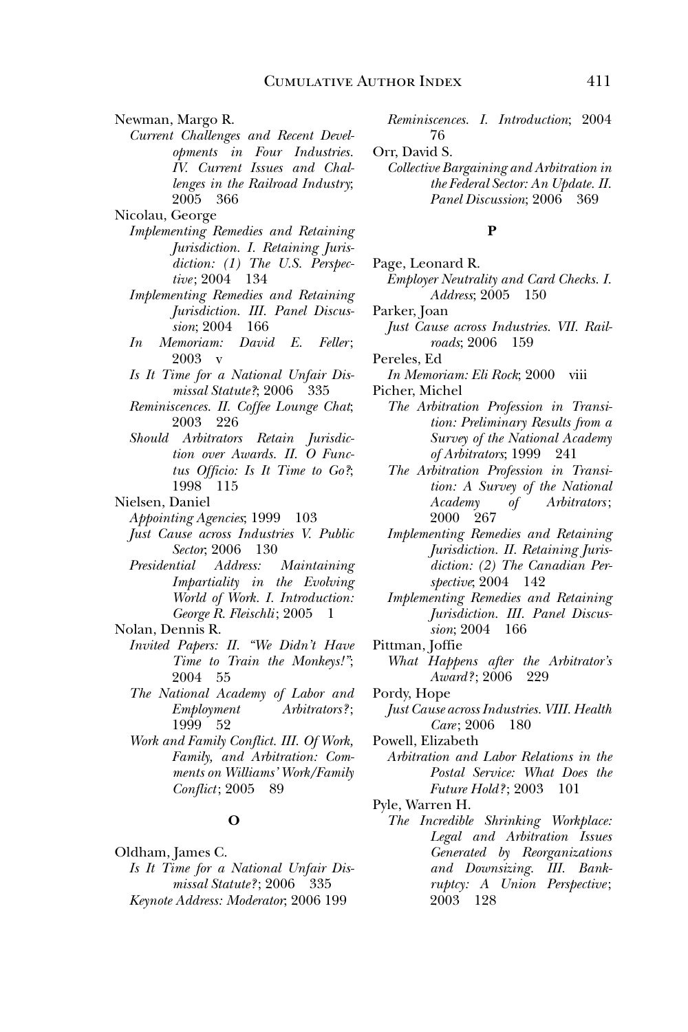Newman, Margo R.

*Current Challenges and Recent Developments in Four Industries. IV. Current Issues and Challenges in the Railroad Industry*; 2005 366

Nicolau, George

*Implementing Remedies and Retaining Jurisdiction. I. Retaining Jurisdiction: (1) The U.S. Perspective*; 2004 134

*Implementing Remedies and Retaining Jurisdiction. III. Panel Discussion*; 2004 166

*In Memoriam: David E. Feller*; 2003 v

*Is It Time for a National Unfair Dismissal Statute?*; 2006 335

*Reminiscences. II. Coffee Lounge Chat*; 2003 226

*Should Arbitrators Retain Jurisdiction over Awards. II. O Functus Officio: Is It Time to Go?*; 1998 115

Nielsen, Daniel

*Appointing Agencies*; 1999 103

*Just Cause across Industries V. Public Sector*; 2006 130

*Presidential Address: Maintaining Impartiality in the Evolving World of Work. I. Introduction: George R. Fleischli*; 2005 1

Nolan, Dennis R.

*Invited Papers: II. "We Didn't Have Time to Train the Monkeys!"*; 2004 55

*The National Academy of Labor and Employment Arbitrators?*; 1999 52

*Work and Family Conflict. III. Of Work, Family, and Arbitration: Comments on Williams' Work/Family Conflict*; 2005 89

**O**

Oldham, James C.

*Is It Time for a National Unfair Dismissal Statute?*; 2006 335

*Keynote Address: Moderator*; 2006 199

*Reminiscences. I. Introduction*; 2004 76

Orr, David S.

*Collective Bargaining and Arbitration in the Federal Sector: An Update. II. Panel Discussion*; 2006 369

**P**

Page, Leonard R.

*Employer Neutrality and Card Checks. I. Address*; 2005 150

Parker, Joan

*Just Cause across Industries. VII. Railroads*; 2006 159

Pereles, Ed

*In Memoriam: Eli Rock*; 2000 viii

Picher, Michel

*The Arbitration Profession in Transition: Preliminary Results from a Survey of the National Academy of Arbitrators*; 1999 241

*The Arbitration Profession in Transition: A Survey of the National Academy of Arbitrators*; 2000 267

*Implementing Remedies and Retaining Jurisdiction. II. Retaining Jurisdiction: (2) The Canadian Perspective*; 2004 142

*Implementing Remedies and Retaining Jurisdiction. III. Panel Discussion*; 2004 166

Pittman, Joffie

*What Happens after the Arbitrator's Award?*; 2006 229

Pordy, Hope

*Just Cause across Industries. VIII. Health Care*; 2006 180

Powell, Elizabeth

*Arbitration and Labor Relations in the Postal Service: What Does the Future Hold?*; 2003 101

Pyle, Warren H.

*The Incredible Shrinking Workplace: Legal and Arbitration Issues Generated by Reorganizations and Downsizing. III. Bankruptcy: A Union Perspective*; 2003 128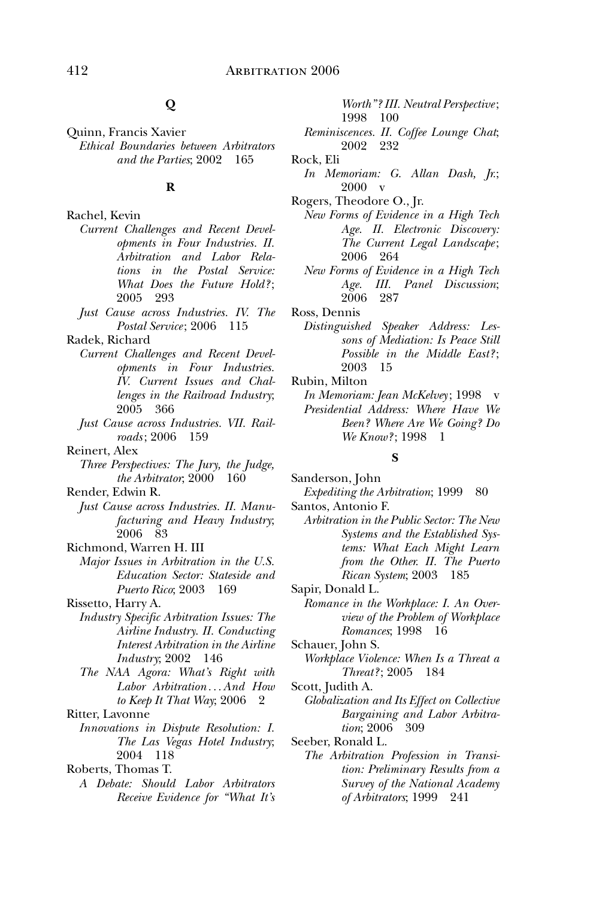## Q

Quinn, Francis Xavier
*Ethical Boundaries between Arbitrators and the Parties*; 2002 165

## R

Rachel, Kevin
*Current Challenges and Recent Developments in Four Industries. II. Arbitration and Labor Relations in the Postal Service: What Does the Future Hold?*; 2005 293
*Just Cause across Industries. IV. The Postal Service*; 2006 115

Radek, Richard
*Current Challenges and Recent Developments in Four Industries. IV. Current Issues and Challenges in the Railroad Industry*; 2005 366
*Just Cause across Industries. VII. Railroads*; 2006 159

Reinert, Alex
*Three Perspectives: The Jury, the Judge, the Arbitrator*; 2000 160

Render, Edwin R.
*Just Cause across Industries. II. Manufacturing and Heavy Industry*; 2006 83

Richmond, Warren H. III
*Major Issues in Arbitration in the U.S. Education Sector: Stateside and Puerto Rico*; 2003 169

Rissetto, Harry A.
*Industry Specific Arbitration Issues: The Airline Industry. II. Conducting Interest Arbitration in the Airline Industry*; 2002 146
*The NAA Agora: What's Right with Labor Arbitration . . . And How to Keep It That Way*; 2006 2

Ritter, Lavonne
*Innovations in Dispute Resolution: I. The Las Vegas Hotel Industry*; 2004 118

Roberts, Thomas T.
*A Debate: Should Labor Arbitrators Receive Evidence for "What It's Worth"? III. Neutral Perspective*; 1998 100
*Reminiscences. II. Coffee Lounge Chat*; 2002 232

Rock, Eli
*In Memoriam: G. Allan Dash, Jr.*; 2000 v

Rogers, Theodore O., Jr.
*New Forms of Evidence in a High Tech Age. II. Electronic Discovery: The Current Legal Landscape*; 2006 264
*New Forms of Evidence in a High Tech Age. III. Panel Discussion*; 2006 287

Ross, Dennis
*Distinguished Speaker Address: Lessons of Mediation: Is Peace Still Possible in the Middle East?*; 2003 15

Rubin, Milton
*In Memoriam: Jean McKelvey*; 1998 v
*Presidential Address: Where Have We Been? Where Are We Going? Do We Know?*; 1998 1

## S

Sanderson, John
*Expediting the Arbitration*; 1999 80

Santos, Antonio F.
*Arbitration in the Public Sector: The New Systems and the Established Systems: What Each Might Learn from the Other. II. The Puerto Rican System*; 2003 185

Sapir, Donald L.
*Romance in the Workplace: I. An Overview of the Problem of Workplace Romances*; 1998 16

Schauer, John S.
*Workplace Violence: When Is a Threat a Threat?*; 2005 184

Scott, Judith A.
*Globalization and Its Effect on Collective Bargaining and Labor Arbitration*; 2006 309

Seeber, Ronald L.
*The Arbitration Profession in Transition: Preliminary Results from a Survey of the National Academy of Arbitrators*; 1999 241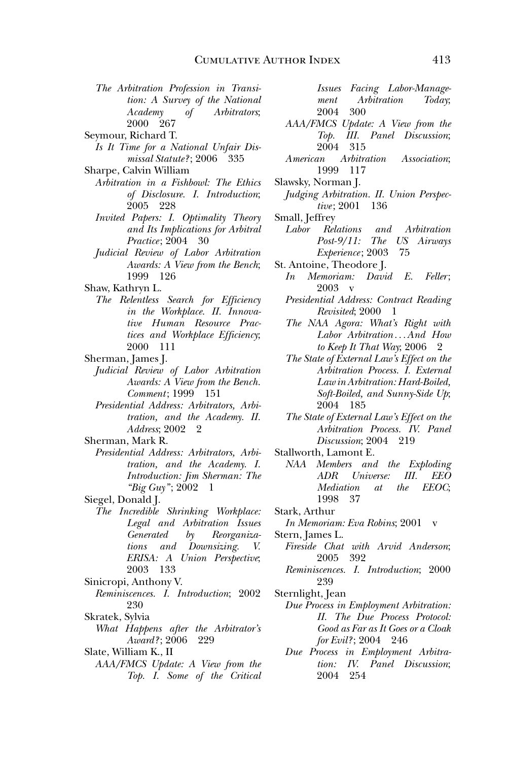*The Arbitration Profession in Transition: A Survey of the National Academy of Arbitrators*; 2000 267

Seymour, Richard T.

*Is It Time for a National Unfair Dismissal Statute?*; 2006 335

Sharpe, Calvin William

*Arbitration in a Fishbowl: The Ethics of Disclosure. I. Introduction*; 2005 228

*Invited Papers: I. Optimality Theory and Its Implications for Arbitral Practice*; 2004 30

*Judicial Review of Labor Arbitration Awards: A View from the Bench*; 1999 126

Shaw, Kathryn L.

*The Relentless Search for Efficiency in the Workplace. II. Innovative Human Resource Practices and Workplace Efficiency*; 2000 111

Sherman, James J.

*Judicial Review of Labor Arbitration Awards: A View from the Bench. Comment*; 1999 151

*Presidential Address: Arbitrators, Arbitration, and the Academy. II. Address*; 2002 2

Sherman, Mark R.

*Presidential Address: Arbitrators, Arbitration, and the Academy. I. Introduction: Jim Sherman: The "Big Guy"*; 2002 1

Siegel, Donald J.

*The Incredible Shrinking Workplace: Legal and Arbitration Issues Generated by Reorganizations and Downsizing. V. ERISA: A Union Perspective*; 2003 133

Sinicropi, Anthony V.

*Reminiscences. I. Introduction*; 2002 230

Skratek, Sylvia

*What Happens after the Arbitrator's Award?*; 2006 229

Slate, William K., II

*AAA/FMCS Update: A View from the Top. I. Some of the Critical Issues Facing Labor-Management Arbitration Today*; 2004 300

*AAA/FMCS Update: A View from the Top. III. Panel Discussion*; 2004 315

*American Arbitration Association*; 1999 117

Slawsky, Norman J.

*Judging Arbitration. II. Union Perspective*; 2001 136

Small, Jeffrey

*Labor Relations and Arbitration Post-9/11: The US Airways Experience*; 2003 75

St. Antoine, Theodore J.

*In Memoriam: David E. Feller*; 2003 v

*Presidential Address: Contract Reading Revisited*; 2000 1

*The NAA Agora: What's Right with Labor Arbitration... And How to Keep It That Way*; 2006 2

*The State of External Law's Effect on the Arbitration Process. I. External Law in Arbitration: Hard-Boiled, Soft-Boiled, and Sunny-Side Up*; 2004 185

*The State of External Law's Effect on the Arbitration Process. IV. Panel Discussion*; 2004 219

Stallworth, Lamont E.

*NAA Members and the Exploding ADR Universe: III. EEO Mediation at the EEOC*; 1998 37

Stark, Arthur

*In Memoriam: Eva Robins*; 2001 v

Stern, James L.

*Fireside Chat with Arvid Anderson*; 2005 392

*Reminiscences. I. Introduction*; 2000 239

Sternlight, Jean

*Due Process in Employment Arbitration: II. The Due Process Protocol: Good as Far as It Goes or a Cloak for Evil?*; 2004 246

*Due Process in Employment Arbitration: IV. Panel Discussion*; 2004 254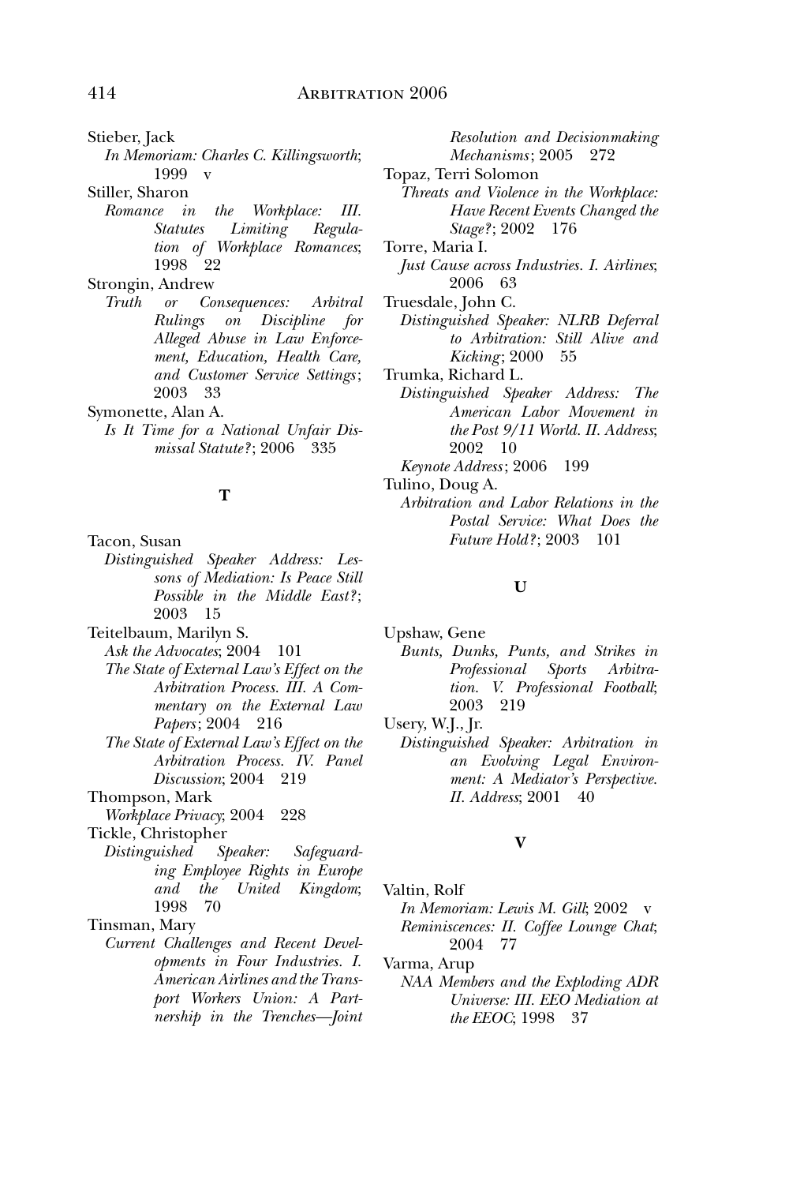Stieber, Jack

*In Memoriam: Charles C. Killingsworth*; 1999 v

Stiller, Sharon

*Romance in the Workplace: III. Statutes Limiting Regulation of Workplace Romances*; 1998 22

Strongin, Andrew

*Truth or Consequences: Arbitral Rulings on Discipline for Alleged Abuse in Law Enforcement, Education, Health Care, and Customer Service Settings*; 2003 33

Symonette, Alan A.

*Is It Time for a National Unfair Dismissal Statute?*; 2006 335

**T**

Tacon, Susan

*Distinguished Speaker Address: Lessons of Mediation: Is Peace Still Possible in the Middle East?*; 2003 15

Teitelbaum, Marilyn S.

*Ask the Advocates*; 2004 101

*The State of External Law's Effect on the Arbitration Process. III. A Commentary on the External Law Papers*; 2004 216

*The State of External Law's Effect on the Arbitration Process. IV. Panel Discussion*; 2004 219

Thompson, Mark

*Workplace Privacy*; 2004 228

Tickle, Christopher

*Distinguished Speaker: Safeguarding Employee Rights in Europe and the United Kingdom*; 1998 70

Tinsman, Mary

*Current Challenges and Recent Developments in Four Industries. I. American Airlines and the Transport Workers Union: A Partnership in the Trenches—Joint Resolution and Decisionmaking Mechanisms*; 2005 272

Topaz, Terri Solomon

*Threats and Violence in the Workplace: Have Recent Events Changed the Stage?*; 2002 176

Torre, Maria I.

*Just Cause across Industries. I. Airlines*; 2006 63

Truesdale, John C.

*Distinguished Speaker: NLRB Deferral to Arbitration: Still Alive and Kicking*; 2000 55

Trumka, Richard L.

*Distinguished Speaker Address: The American Labor Movement in the Post 9/11 World. II. Address*; 2002 10

*Keynote Address*; 2006 199

Tulino, Doug A.

*Arbitration and Labor Relations in the Postal Service: What Does the Future Hold?*; 2003 101

**U**

Upshaw, Gene

*Bunts, Dunks, Punts, and Strikes in Professional Sports Arbitration. V. Professional Football*; 2003 219

Usery, W.J., Jr.

*Distinguished Speaker: Arbitration in an Evolving Legal Environment: A Mediator's Perspective. II. Address*; 2001 40

**V**

Valtin, Rolf

*In Memoriam: Lewis M. Gill*; 2002 v

*Reminiscences: II. Coffee Lounge Chat*; 2004 77

Varma, Arup

*NAA Members and the Exploding ADR Universe: III. EEO Mediation at the EEOC*; 1998 37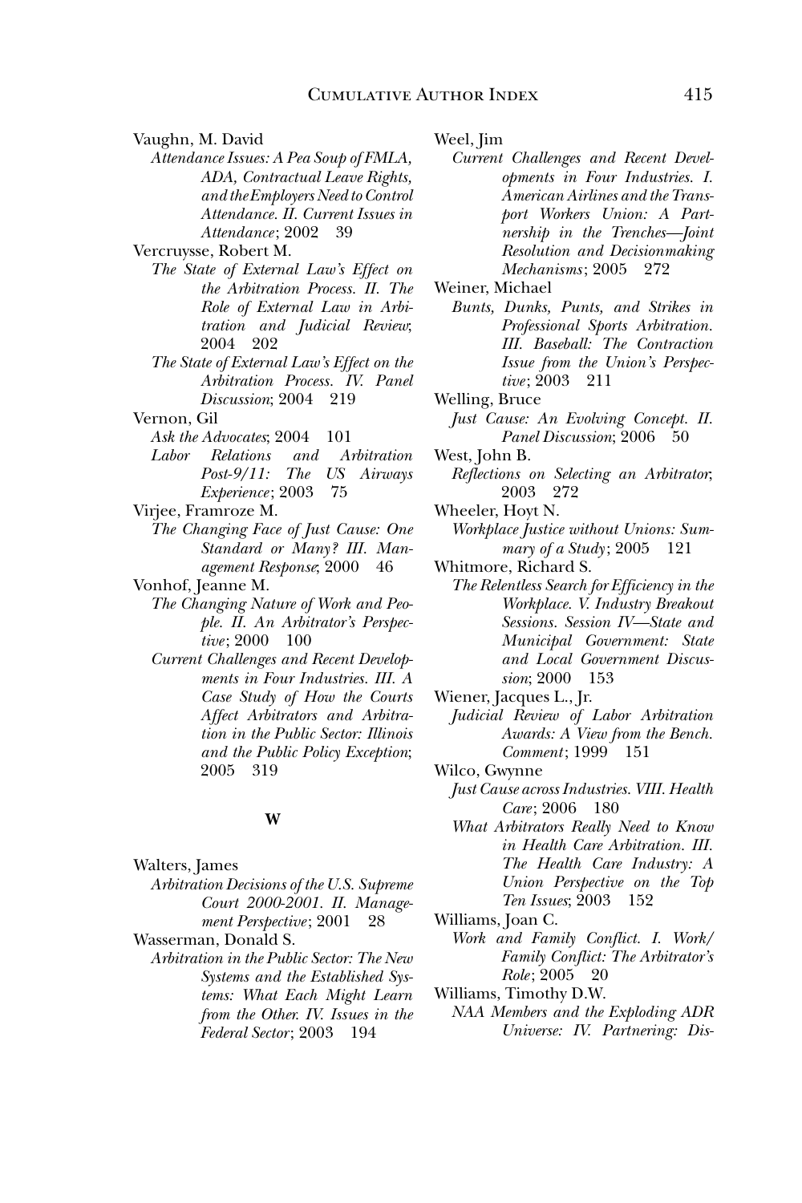Vaughn, M. David

*Attendance Issues: A Pea Soup of FMLA, ADA, Contractual Leave Rights, and the Employers Need to Control Attendance. II. Current Issues in Attendance*; 2002 39

Vercruysse, Robert M.

*The State of External Law's Effect on the Arbitration Process. II. The Role of External Law in Arbitration and Judicial Review*; 2004 202

*The State of External Law's Effect on the Arbitration Process. IV. Panel Discussion*; 2004 219

Vernon, Gil

*Ask the Advocates*; 2004 101

*Labor Relations and Arbitration Post-9/11: The US Airways Experience*; 2003 75

Virjee, Framroze M.

*The Changing Face of Just Cause: One Standard or Many? III. Management Response*; 2000 46

Vonhof, Jeanne M.

*The Changing Nature of Work and People. II. An Arbitrator's Perspective*; 2000 100

*Current Challenges and Recent Developments in Four Industries. III. A Case Study of How the Courts Affect Arbitrators and Arbitration in the Public Sector: Illinois and the Public Policy Exception*; 2005 319

## W

Walters, James

*Arbitration Decisions of the U.S. Supreme Court 2000-2001. II. Management Perspective*; 2001 28

Wasserman, Donald S.

*Arbitration in the Public Sector: The New Systems and the Established Systems: What Each Might Learn from the Other. IV. Issues in the Federal Sector*; 2003 194

Weel, Jim

*Current Challenges and Recent Developments in Four Industries. I. American Airlines and the Transport Workers Union: A Partnership in the Trenches—Joint Resolution and Decisionmaking Mechanisms*; 2005 272

Weiner, Michael

*Bunts, Dunks, Punts, and Strikes in Professional Sports Arbitration. III. Baseball: The Contraction Issue from the Union's Perspective*; 2003 211

Welling, Bruce

*Just Cause: An Evolving Concept. II. Panel Discussion*; 2006 50

West, John B.

*Reflections on Selecting an Arbitrator*; 2003 272

Wheeler, Hoyt N.

*Workplace Justice without Unions: Summary of a Study*; 2005 121

Whitmore, Richard S.

*The Relentless Search for Efficiency in the Workplace. V. Industry Breakout Sessions. Session IV—State and Municipal Government: State and Local Government Discussion*; 2000 153

Wiener, Jacques L., Jr.

*Judicial Review of Labor Arbitration Awards: A View from the Bench. Comment*; 1999 151

Wilco, Gwynne

*Just Cause across Industries. VIII. Health Care*; 2006 180

*What Arbitrators Really Need to Know in Health Care Arbitration. III. The Health Care Industry: A Union Perspective on the Top Ten Issues*; 2003 152

Williams, Joan C.

*Work and Family Conflict. I. Work/Family Conflict: The Arbitrator's Role*; 2005 20

Williams, Timothy D.W.

*NAA Members and the Exploding ADR Universe: IV. Partnering: Dis-*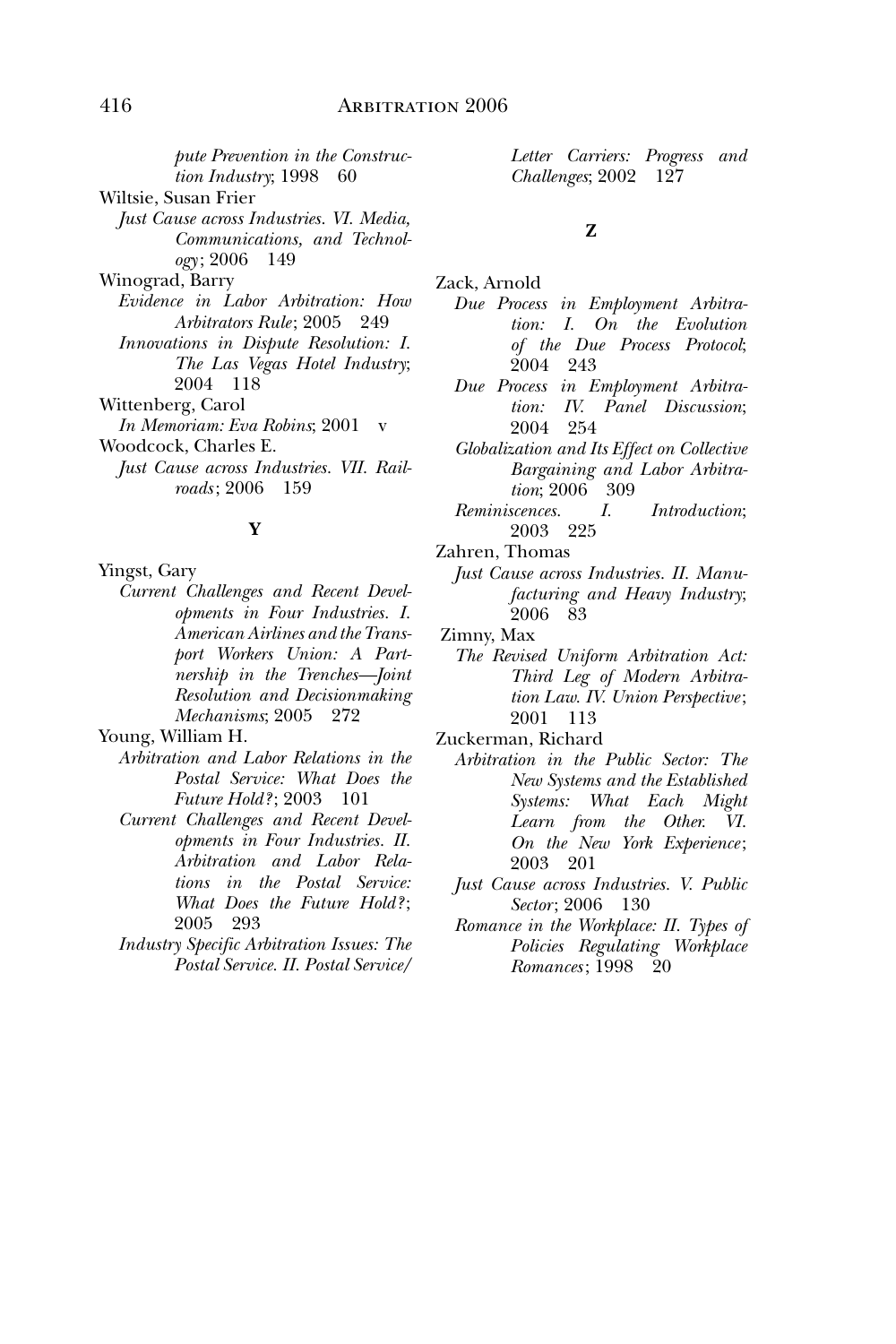*pute Prevention in the Construction Industry*; 1998 60

Wiltsie, Susan Frier

*Just Cause across Industries. VI. Media, Communications, and Technology*; 2006 149

Winograd, Barry

*Evidence in Labor Arbitration: How Arbitrators Rule*; 2005 249

*Innovations in Dispute Resolution: I. The Las Vegas Hotel Industry*; 2004 118

Wittenberg, Carol

*In Memoriam: Eva Robins*; 2001 v

Woodcock, Charles E.

*Just Cause across Industries. VII. Railroads*; 2006 159

**Y**

Yingst, Gary

*Current Challenges and Recent Developments in Four Industries. I. American Airlines and the Transport Workers Union: A Partnership in the Trenches—Joint Resolution and Decisionmaking Mechanisms*; 2005 272

Young, William H.

*Arbitration and Labor Relations in the Postal Service: What Does the Future Hold?*; 2003 101

*Current Challenges and Recent Developments in Four Industries. II. Arbitration and Labor Relations in the Postal Service: What Does the Future Hold?*; 2005 293

*Industry Specific Arbitration Issues: The Postal Service. II. Postal Service/Letter Carriers: Progress and Challenges*; 2002 127

**Z**

Zack, Arnold

*Due Process in Employment Arbitration: I. On the Evolution of the Due Process Protocol*; 2004 243

*Due Process in Employment Arbitration: IV. Panel Discussion*; 2004 254

*Globalization and Its Effect on Collective Bargaining and Labor Arbitration*; 2006 309

*Reminiscences. I. Introduction*; 2003 225

Zahren, Thomas

*Just Cause across Industries. II. Manufacturing and Heavy Industry*; 2006 83

Zimny, Max

*The Revised Uniform Arbitration Act: Third Leg of Modern Arbitration Law. IV. Union Perspective*; 2001 113

Zuckerman, Richard

*Arbitration in the Public Sector: The New Systems and the Established Systems: What Each Might Learn from the Other. VI. On the New York Experience*; 2003 201

*Just Cause across Industries. V. Public Sector*; 2006 130

*Romance in the Workplace: II. Types of Policies Regulating Workplace Romances*; 1998 20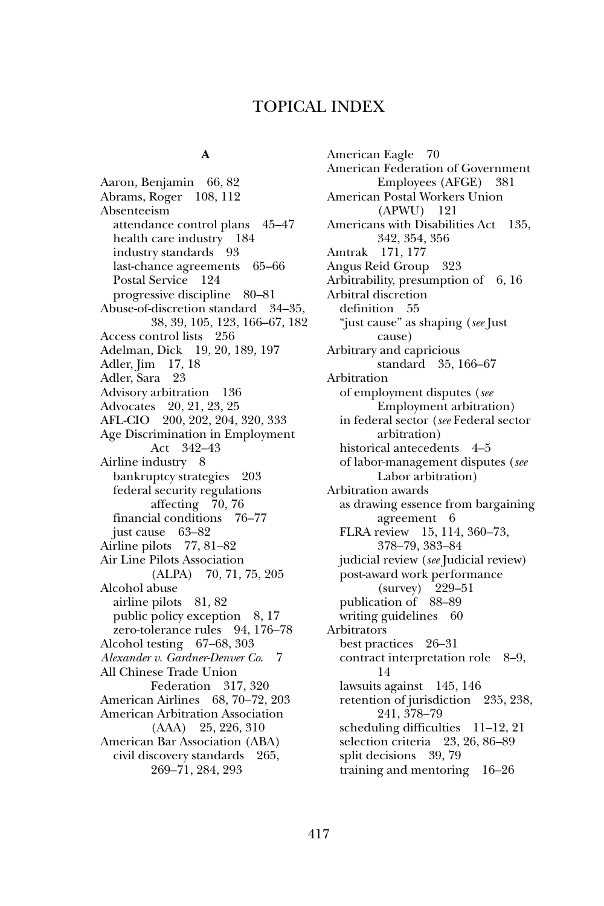# TOPICAL INDEX

## A

Aaron, Benjamin 66, 82
Abrams, Roger 108, 112
Absenteeism
- attendance control plans 45–47
- health care industry 184
- industry standards 93
- last-chance agreements 65–66
- Postal Service 124
- progressive discipline 80–81

Abuse-of-discretion standard 34–35, 38, 39, 105, 123, 166–67, 182
Access control lists 256
Adelman, Dick 19, 20, 189, 197
Adler, Jim 17, 18
Adler, Sara 23
Advisory arbitration 136
Advocates 20, 21, 23, 25
AFL-CIO 200, 202, 204, 320, 333
Age Discrimination in Employment Act 342–43
Airline industry 8
- bankruptcy strategies 203
- federal security regulations affecting 70, 76
- financial conditions 76–77
- just cause 63–82

Airline pilots 77, 81–82
Air Line Pilots Association (ALPA) 70, 71, 75, 205
Alcohol abuse
- airline pilots 81, 82
- public policy exception 8, 17
- zero-tolerance rules 94, 176–78

Alcohol testing 67–68, 303
*Alexander v. Gardner-Denver Co.* 7
All Chinese Trade Union Federation 317, 320
American Airlines 68, 70–72, 203
American Arbitration Association (AAA) 25, 226, 310
American Bar Association (ABA)
- civil discovery standards 265, 269–71, 284, 293

American Eagle 70
American Federation of Government Employees (AFGE) 381
American Postal Workers Union (APWU) 121
Americans with Disabilities Act 135, 342, 354, 356
Amtrak 171, 177
Angus Reid Group 323
Arbitrability, presumption of 6, 16
Arbitral discretion
- definition 55
- "just cause" as shaping (*see* Just cause)

Arbitrary and capricious standard 35, 166–67
Arbitration
- of employment disputes (*see* Employment arbitration)
- in federal sector (*see* Federal sector arbitration)
- historical antecedents 4–5
- of labor-management disputes (*see* Labor arbitration)

Arbitration awards
- as drawing essence from bargaining agreement 6
- FLRA review 15, 114, 360–73, 378–79, 383–84
- judicial review (*see* Judicial review)
- post-award work performance (survey) 229–51
- publication of 88–89
- writing guidelines 60

Arbitrators
- best practices 26–31
- contract interpretation role 8–9, 14
- lawsuits against 145, 146
- retention of jurisdiction 235, 238, 241, 378–79
- scheduling difficulties 11–12, 21
- selection criteria 23, 26, 86–89
- split decisions 39, 79
- training and mentoring 16–26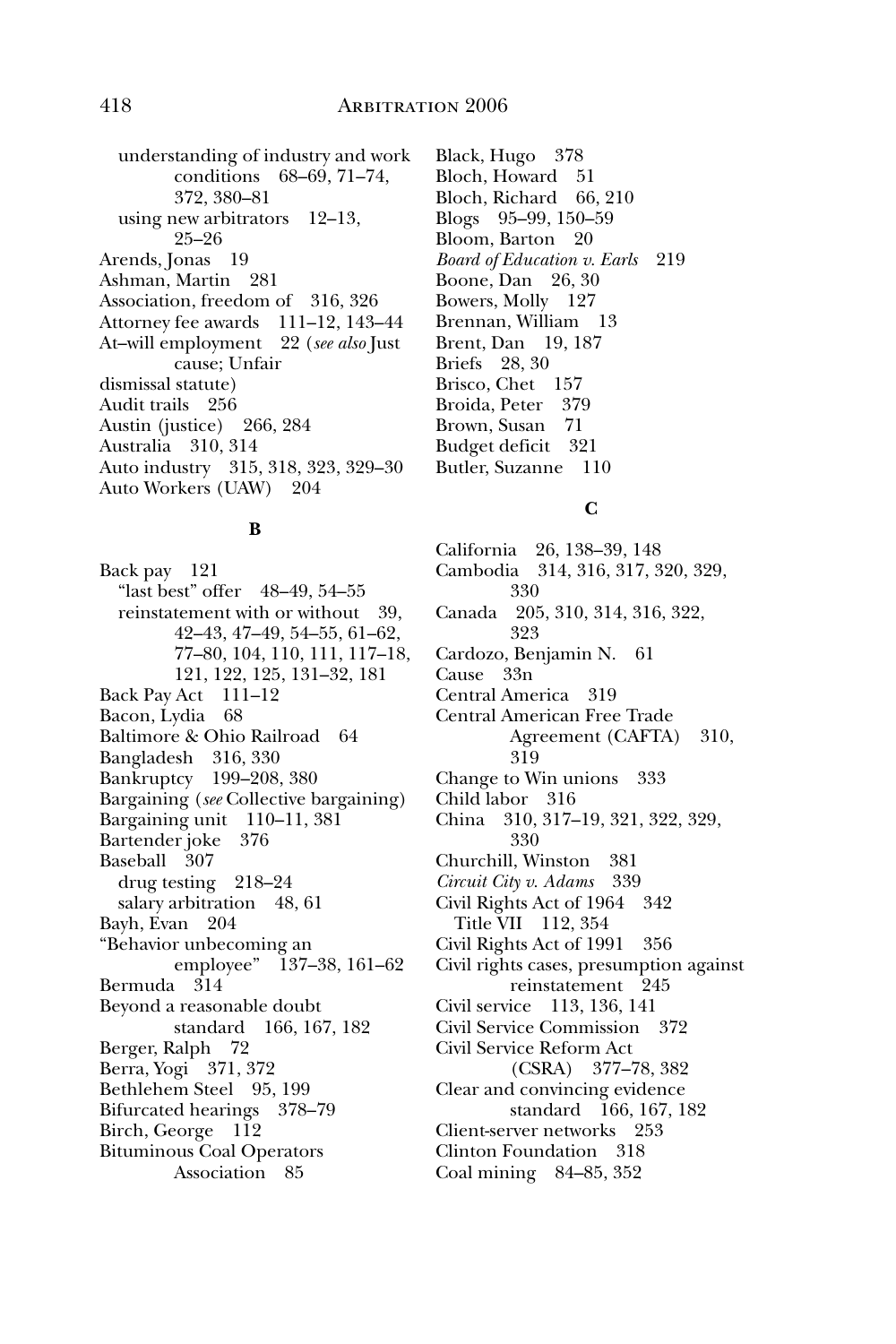understanding of industry and work conditions 68–69, 71–74, 372, 380–81
using new arbitrators 12–13, 25–26
Arends, Jonas 19
Ashman, Martin 281
Association, freedom of 316, 326
Attorney fee awards 111–12, 143–44
At–will employment 22 (*see also* Just cause; Unfair dismissal statute)
Audit trails 256
Austin (justice) 266, 284
Australia 310, 314
Auto industry 315, 318, 323, 329–30
Auto Workers (UAW) 204

**B**

Back pay 121
"last best" offer 48–49, 54–55
reinstatement with or without 39, 42–43, 47–49, 54–55, 61–62, 77–80, 104, 110, 111, 117–18, 121, 122, 125, 131–32, 181
Back Pay Act 111–12
Bacon, Lydia 68
Baltimore & Ohio Railroad 64
Bangladesh 316, 330
Bankruptcy 199–208, 380
Bargaining (*see* Collective bargaining)
Bargaining unit 110–11, 381
Bartender joke 376
Baseball 307
drug testing 218–24
salary arbitration 48, 61
Bayh, Evan 204
"Behavior unbecoming an employee" 137–38, 161–62
Bermuda 314
Beyond a reasonable doubt standard 166, 167, 182
Berger, Ralph 72
Berra, Yogi 371, 372
Bethlehem Steel 95, 199
Bifurcated hearings 378–79
Birch, George 112
Bituminous Coal Operators Association 85
Black, Hugo 378
Bloch, Howard 51
Bloch, Richard 66, 210
Blogs 95–99, 150–59
Bloom, Barton 20
*Board of Education v. Earls* 219
Boone, Dan 26, 30
Bowers, Molly 127
Brennan, William 13
Brent, Dan 19, 187
Briefs 28, 30
Brisco, Chet 157
Broida, Peter 379
Brown, Susan 71
Budget deficit 321
Butler, Suzanne 110

**C**

California 26, 138–39, 148
Cambodia 314, 316, 317, 320, 329, 330
Canada 205, 310, 314, 316, 322, 323
Cardozo, Benjamin N. 61
Cause 33n
Central America 319
Central American Free Trade Agreement (CAFTA) 310, 319
Change to Win unions 333
Child labor 316
China 310, 317–19, 321, 322, 329, 330
Churchill, Winston 381
*Circuit City v. Adams* 339
Civil Rights Act of 1964 342
Title VII 112, 354
Civil Rights Act of 1991 356
Civil rights cases, presumption against reinstatement 245
Civil service 113, 136, 141
Civil Service Commission 372
Civil Service Reform Act (CSRA) 377–78, 382
Clear and convincing evidence standard 166, 167, 182
Client-server networks 253
Clinton Foundation 318
Coal mining 84–85, 352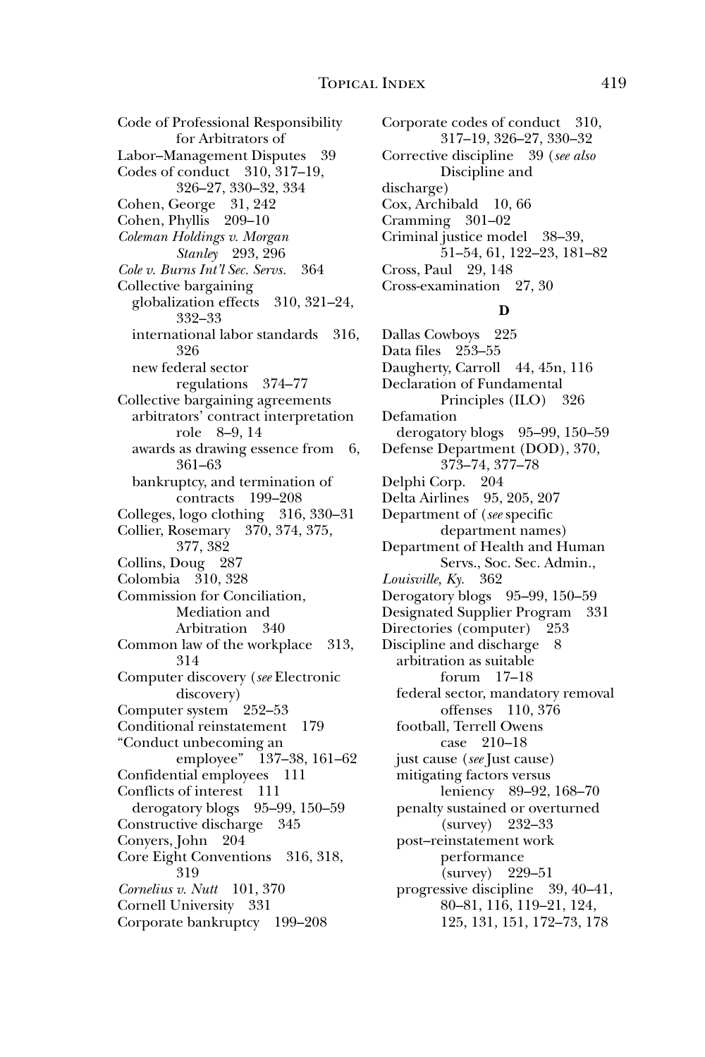Code of Professional Responsibility for Arbitrators of Labor–Management Disputes 39
Codes of conduct 310, 317–19, 326–27, 330–32, 334
Cohen, George 31, 242
Cohen, Phyllis 209–10
*Coleman Holdings v. Morgan Stanley* 293, 296
*Cole v. Burns Int'l Sec. Servs.* 364
Collective bargaining
- globalization effects 310, 321–24, 332–33
- international labor standards 316, 326
- new federal sector regulations 374–77

Collective bargaining agreements
- arbitrators' contract interpretation role 8–9, 14
- awards as drawing essence from 6, 361–63
- bankruptcy, and termination of contracts 199–208

Colleges, logo clothing 316, 330–31
Collier, Rosemary 370, 374, 375, 377, 382
Collins, Doug 287
Colombia 310, 328
Commission for Conciliation, Mediation and Arbitration 340
Common law of the workplace 313, 314
Computer discovery (*see* Electronic discovery)
Computer system 252–53
Conditional reinstatement 179
"Conduct unbecoming an employee" 137–38, 161–62
Confidential employees 111
Conflicts of interest 111
- derogatory blogs 95–99, 150–59

Constructive discharge 345
Conyers, John 204
Core Eight Conventions 316, 318, 319
*Cornelius v. Nutt* 101, 370
Cornell University 331
Corporate bankruptcy 199–208
Corporate codes of conduct 310, 317–19, 326–27, 330–32
Corrective discipline 39 (*see also* Discipline and discharge)
Cox, Archibald 10, 66
Cramming 301–02
Criminal justice model 38–39, 51–54, 61, 122–23, 181–82
Cross, Paul 29, 148
Cross-examination 27, 30

**D**

Dallas Cowboys 225
Data files 253–55
Daugherty, Carroll 44, 45n, 116
Declaration of Fundamental Principles (ILO) 326
Defamation
- derogatory blogs 95–99, 150–59

Defense Department (DOD), 370, 373–74, 377–78
Delphi Corp. 204
Delta Airlines 95, 205, 207
Department of (*see* specific department names)
Department of Health and Human Servs., Soc. Sec. Admin., *Louisville, Ky.* 362
Derogatory blogs 95–99, 150–59
Designated Supplier Program 331
Directories (computer) 253
Discipline and discharge 8
- arbitration as suitable forum 17–18
- federal sector, mandatory removal offenses 110, 376
- football, Terrell Owens case 210–18
- just cause (*see* Just cause)
- mitigating factors versus leniency 89–92, 168–70
- penalty sustained or overturned (survey) 232–33
- post–reinstatement work performance (survey) 229–51
- progressive discipline 39, 40–41, 80–81, 116, 119–21, 124, 125, 131, 151, 172–73, 178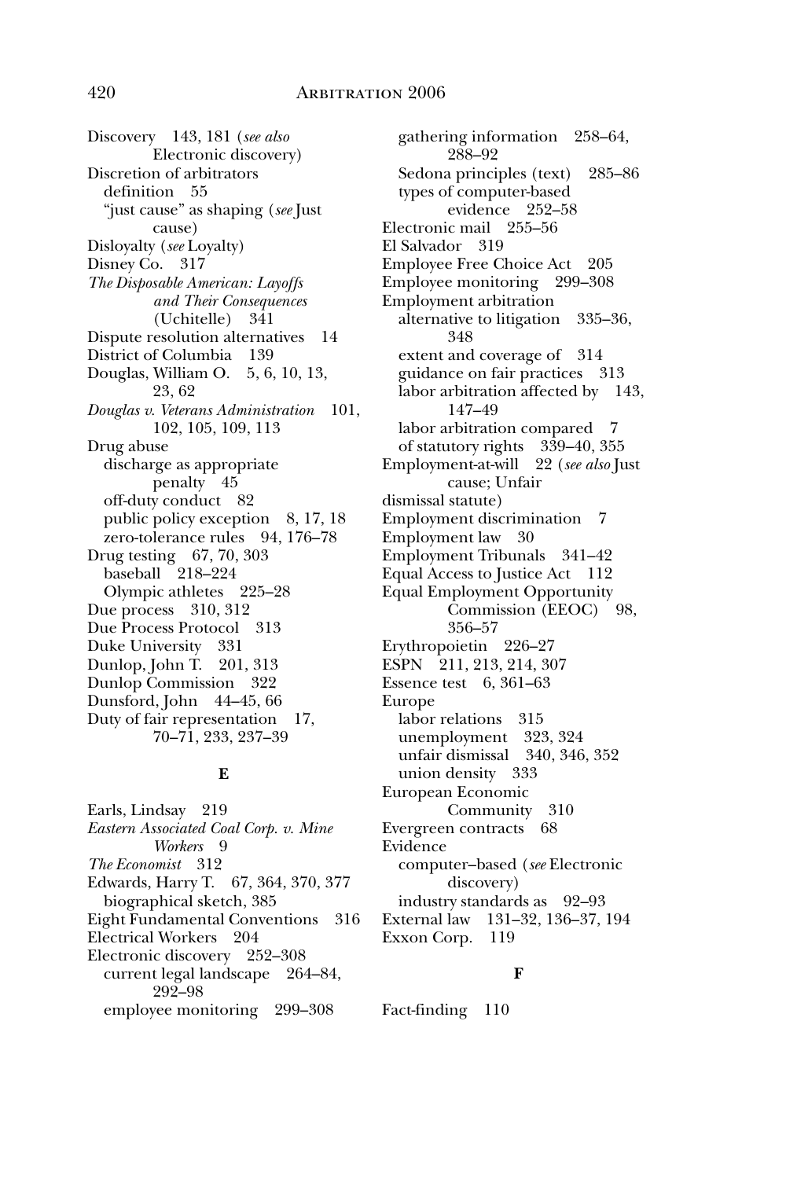Discovery 143, 181 (*see also* Electronic discovery)
Discretion of arbitrators
  definition 55
  "just cause" as shaping (*see* Just cause)
Disloyalty (*see* Loyalty)
Disney Co. 317
*The Disposable American: Layoffs and Their Consequences* (Uchitelle) 341
Dispute resolution alternatives 14
District of Columbia 139
Douglas, William O. 5, 6, 10, 13, 23, 62
*Douglas v. Veterans Administration* 101, 102, 105, 109, 113
Drug abuse
  discharge as appropriate penalty 45
  off-duty conduct 82
  public policy exception 8, 17, 18
  zero-tolerance rules 94, 176–78
Drug testing 67, 70, 303
  baseball 218–224
  Olympic athletes 225–28
Due process 310, 312
Due Process Protocol 313
Duke University 331
Dunlop, John T. 201, 313
Dunlop Commission 322
Dunsford, John 44–45, 66
Duty of fair representation 17, 70–71, 233, 237–39

**E**

Earls, Lindsay 219
*Eastern Associated Coal Corp. v. Mine Workers* 9
*The Economist* 312
Edwards, Harry T. 67, 364, 370, 377
  biographical sketch, 385
Eight Fundamental Conventions 316
Electrical Workers 204
Electronic discovery 252–308
  current legal landscape 264–84, 292–98
  employee monitoring 299–308
  gathering information 258–64, 288–92
  Sedona principles (text) 285–86
  types of computer-based evidence 252–58
Electronic mail 255–56
El Salvador 319
Employee Free Choice Act 205
Employee monitoring 299–308
Employment arbitration
  alternative to litigation 335–36, 348
  extent and coverage of 314
  guidance on fair practices 313
  labor arbitration affected by 143, 147–49
  labor arbitration compared 7
  of statutory rights 339–40, 355
Employment-at-will 22 (*see also* Just cause; Unfair dismissal statute)
Employment discrimination 7
Employment law 30
Employment Tribunals 341–42
Equal Access to Justice Act 112
Equal Employment Opportunity Commission (EEOC) 98, 356–57
Erythropoietin 226–27
ESPN 211, 213, 214, 307
Essence test 6, 361–63
Europe
  labor relations 315
  unemployment 323, 324
  unfair dismissal 340, 346, 352
  union density 333
European Economic Community 310
Evergreen contracts 68
Evidence
  computer–based (*see* Electronic discovery)
  industry standards as 92–93
External law 131–32, 136–37, 194
Exxon Corp. 119

**F**

Fact-finding 110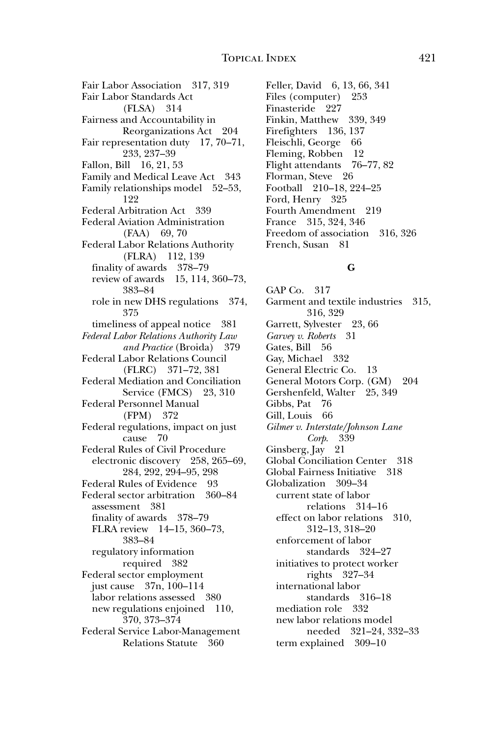Fair Labor Association 317, 319
Fair Labor Standards Act (FLSA) 314
Fairness and Accountability in Reorganizations Act 204
Fair representation duty 17, 70–71, 233, 237–39
Fallon, Bill 16, 21, 53
Family and Medical Leave Act 343
Family relationships model 52–53, 122
Federal Arbitration Act 339
Federal Aviation Administration (FAA) 69, 70
Federal Labor Relations Authority (FLRA) 112, 139
- finality of awards 378–79
- review of awards 15, 114, 360–73, 383–84
- role in new DHS regulations 374, 375
- timeliness of appeal notice 381

*Federal Labor Relations Authority Law and Practice* (Broida) 379
Federal Labor Relations Council (FLRC) 371–72, 381
Federal Mediation and Conciliation Service (FMCS) 23, 310
Federal Personnel Manual (FPM) 372
Federal regulations, impact on just cause 70
Federal Rules of Civil Procedure
- electronic discovery 258, 265–69, 284, 292, 294–95, 298

Federal Rules of Evidence 93
Federal sector arbitration 360–84
- assessment 381
- finality of awards 378–79
- FLRA review 14–15, 360–73, 383–84
- regulatory information required 382

Federal sector employment
- just cause 37n, 100–114
- labor relations assessed 380
- new regulations enjoined 110, 370, 373–374

Federal Service Labor-Management Relations Statute 360
Feller, David 6, 13, 66, 341
Files (computer) 253
Finasteride 227
Finkin, Matthew 339, 349
Firefighters 136, 137
Fleischli, George 66
Fleming, Robben 12
Flight attendants 76–77, 82
Florman, Steve 26
Football 210–18, 224–25
Ford, Henry 325
Fourth Amendment 219
France 315, 324, 346
Freedom of association 316, 326
French, Susan 81

**G**

GAP Co. 317
Garment and textile industries 315, 316, 329
Garrett, Sylvester 23, 66
*Garvey v. Roberts* 31
Gates, Bill 56
Gay, Michael 332
General Electric Co. 13
General Motors Corp. (GM) 204
Gershenfeld, Walter 25, 349
Gibbs, Pat 76
Gill, Louis 66
*Gilmer v. Interstate/Johnson Lane Corp.* 339
Ginsberg, Jay 21
Global Conciliation Center 318
Global Fairness Initiative 318
Globalization 309–34
- current state of labor relations 314–16
- effect on labor relations 310, 312–13, 318–20
- enforcement of labor standards 324–27
- initiatives to protect worker rights 327–34
- international labor standards 316–18
- mediation role 332
- new labor relations model needed 321–24, 332–33
- term explained 309–10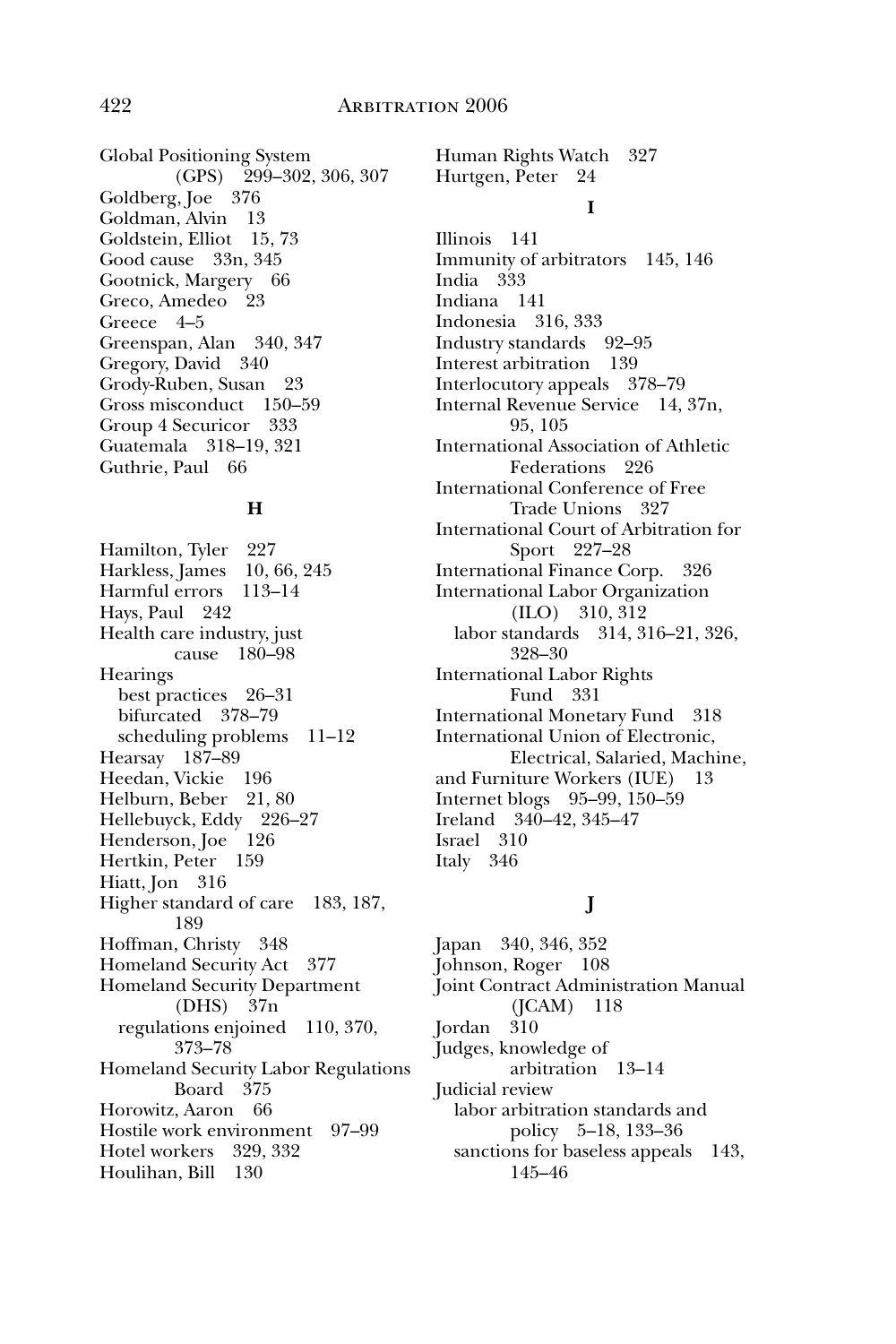Global Positioning System (GPS) 299–302, 306, 307
Goldberg, Joe 376
Goldman, Alvin 13
Goldstein, Elliot 15, 73
Good cause 33n, 345
Gootnick, Margery 66
Greco, Amedeo 23
Greece 4–5
Greenspan, Alan 340, 347
Gregory, David 340
Grody-Ruben, Susan 23
Gross misconduct 150–59
Group 4 Securicor 333
Guatemala 318–19, 321
Guthrie, Paul 66

**H**

Hamilton, Tyler 227
Harkless, James 10, 66, 245
Harmful errors 113–14
Hays, Paul 242
Health care industry, just cause 180–98
Hearings
  best practices 26–31
  bifurcated 378–79
  scheduling problems 11–12
Hearsay 187–89
Heedan, Vickie 196
Helburn, Beber 21, 80
Hellebuyck, Eddy 226–27
Henderson, Joe 126
Hertkin, Peter 159
Hiatt, Jon 316
Higher standard of care 183, 187, 189
Hoffman, Christy 348
Homeland Security Act 377
Homeland Security Department (DHS) 37n
  regulations enjoined 110, 370, 373–78
Homeland Security Labor Regulations Board 375
Horowitz, Aaron 66
Hostile work environment 97–99
Hotel workers 329, 332
Houlihan, Bill 130
Human Rights Watch 327
Hurtgen, Peter 24

**I**

Illinois 141
Immunity of arbitrators 145, 146
India 333
Indiana 141
Indonesia 316, 333
Industry standards 92–95
Interest arbitration 139
Interlocutory appeals 378–79
Internal Revenue Service 14, 37n, 95, 105
International Association of Athletic Federations 226
International Conference of Free Trade Unions 327
International Court of Arbitration for Sport 227–28
International Finance Corp. 326
International Labor Organization (ILO) 310, 312
  labor standards 314, 316–21, 326, 328–30
International Labor Rights Fund 331
International Monetary Fund 318
International Union of Electronic, Electrical, Salaried, Machine, and Furniture Workers (IUE) 13
Internet blogs 95–99, 150–59
Ireland 340–42, 345–47
Israel 310
Italy 346

**J**

Japan 340, 346, 352
Johnson, Roger 108
Joint Contract Administration Manual (JCAM) 118
Jordan 310
Judges, knowledge of arbitration 13–14
Judicial review
  labor arbitration standards and policy 5–18, 133–36
  sanctions for baseless appeals 143, 145–46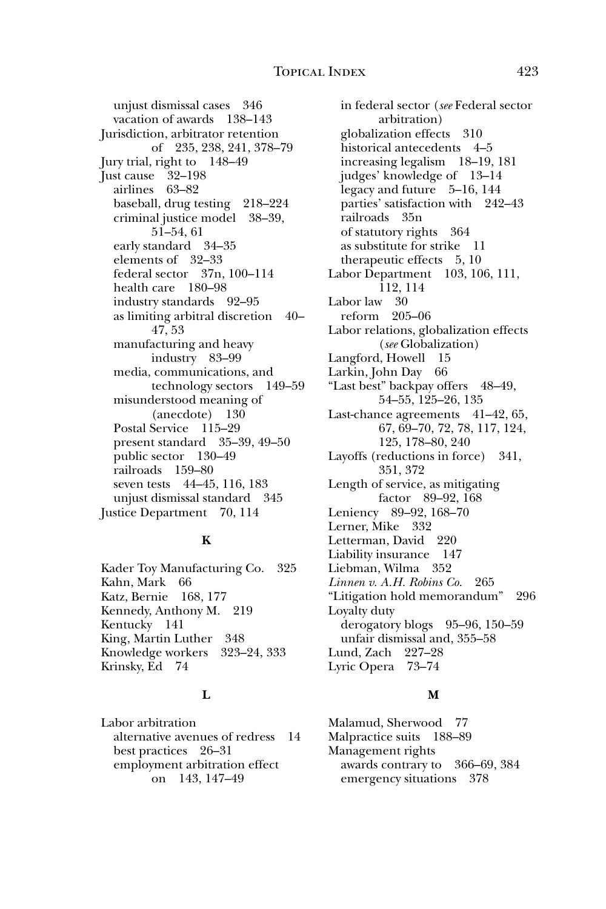unjust dismissal cases 346
vacation of awards 138–143

Jurisdiction, arbitrator retention of 235, 238, 241, 378–79

Jury trial, right to 148–49

Just cause 32–198
- airlines 63–82
- baseball, drug testing 218–224
- criminal justice model 38–39, 51–54, 61
- early standard 34–35
- elements of 32–33
- federal sector 37n, 100–114
- health care 180–98
- industry standards 92–95
- as limiting arbitral discretion 40–47, 53
- manufacturing and heavy industry 83–99
- media, communications, and technology sectors 149–59
- misunderstood meaning of (anecdote) 130
- Postal Service 115–29
- present standard 35–39, 49–50
- public sector 130–49
- railroads 159–80
- seven tests 44–45, 116, 183
- unjust dismissal standard 345

Justice Department 70, 114

**K**

Kader Toy Manufacturing Co. 325
Kahn, Mark 66
Katz, Bernie 168, 177
Kennedy, Anthony M. 219
Kentucky 141
King, Martin Luther 348
Knowledge workers 323–24, 333
Krinsky, Ed 74

**L**

Labor arbitration
- alternative avenues of redress 14
- best practices 26–31
- employment arbitration effect on 143, 147–49
- in federal sector (*see* Federal sector arbitration)
- globalization effects 310
- historical antecedents 4–5
- increasing legalism 18–19, 181
- judges' knowledge of 13–14
- legacy and future 5–16, 144
- parties' satisfaction with 242–43
- railroads 35n
- of statutory rights 364
- as substitute for strike 11
- therapeutic effects 5, 10

Labor Department 103, 106, 111, 112, 114

Labor law 30
- reform 205–06

Labor relations, globalization effects (*see* Globalization)

Langford, Howell 15
Larkin, John Day 66
"Last best" backpay offers 48–49, 54–55, 125–26, 135
Last-chance agreements 41–42, 65, 67, 69–70, 72, 78, 117, 124, 125, 178–80, 240
Layoffs (reductions in force) 341, 351, 372
Length of service, as mitigating factor 89–92, 168
Leniency 89–92, 168–70
Lerner, Mike 332
Letterman, David 220
Liability insurance 147
Liebman, Wilma 352
*Linnen v. A.H. Robins Co.* 265
"Litigation hold memorandum" 296

Loyalty duty
- derogatory blogs 95–96, 150–59
- unfair dismissal and, 355–58

Lund, Zach 227–28
Lyric Opera 73–74

**M**

Malamud, Sherwood 77
Malpractice suits 188–89

Management rights
- awards contrary to 366–69, 384
- emergency situations 378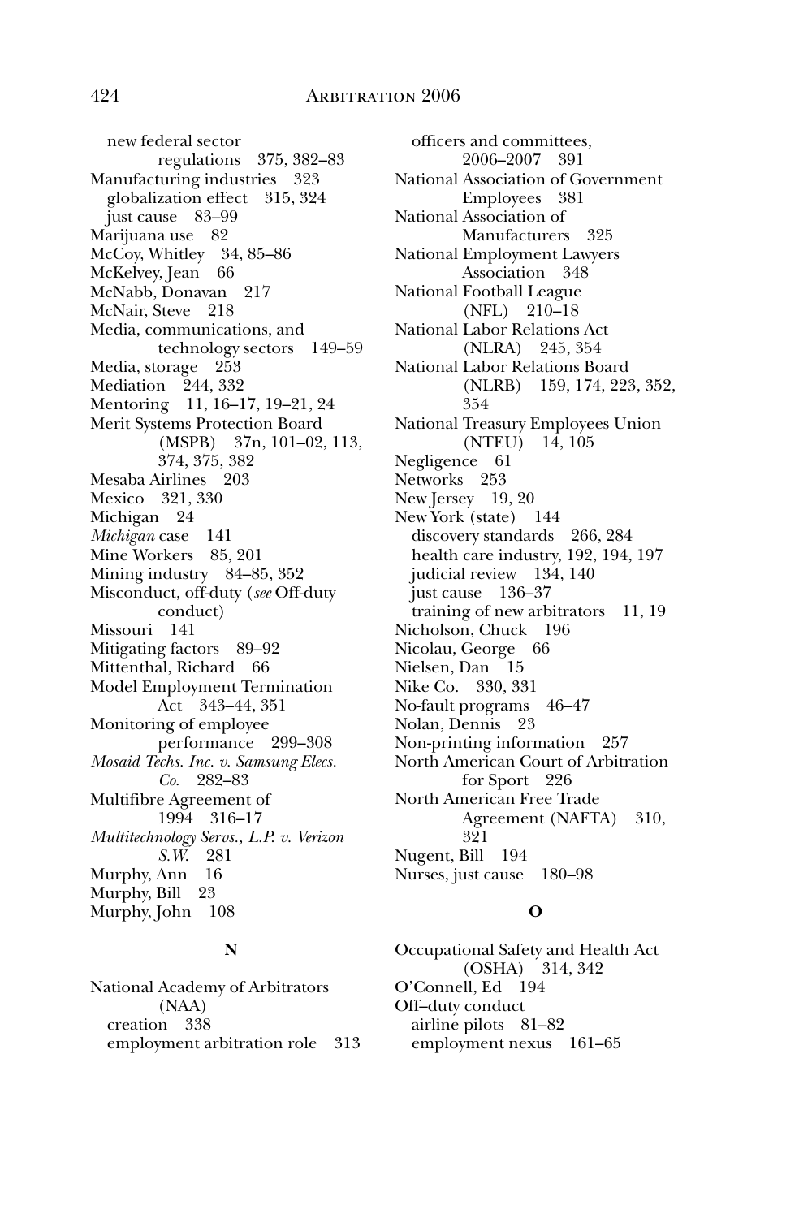new federal sector regulations 375, 382–83
Manufacturing industries 323
globalization effect 315, 324
just cause 83–99
Marijuana use 82
McCoy, Whitley 34, 85–86
McKelvey, Jean 66
McNabb, Donavan 217
McNair, Steve 218
Media, communications, and technology sectors 149–59
Media, storage 253
Mediation 244, 332
Mentoring 11, 16–17, 19–21, 24
Merit Systems Protection Board (MSPB) 37n, 101–02, 113, 374, 375, 382
Mesaba Airlines 203
Mexico 321, 330
Michigan 24
*Michigan* case 141
Mine Workers 85, 201
Mining industry 84–85, 352
Misconduct, off-duty (*see* Off-duty conduct)
Missouri 141
Mitigating factors 89–92
Mittenthal, Richard 66
Model Employment Termination Act 343–44, 351
Monitoring of employee performance 299–308
*Mosaid Techs. Inc. v. Samsung Elecs. Co.* 282–83
Multifibre Agreement of 1994 316–17
*Multitechnology Servs., L.P. v. Verizon S.W.* 281
Murphy, Ann 16
Murphy, Bill 23
Murphy, John 108

**N**

National Academy of Arbitrators (NAA)
creation 338
employment arbitration role 313
officers and committees, 2006–2007 391
National Association of Government Employees 381
National Association of Manufacturers 325
National Employment Lawyers Association 348
National Football League (NFL) 210–18
National Labor Relations Act (NLRA) 245, 354
National Labor Relations Board (NLRB) 159, 174, 223, 352, 354
National Treasury Employees Union (NTEU) 14, 105
Negligence 61
Networks 253
New Jersey 19, 20
New York (state) 144
discovery standards 266, 284
health care industry, 192, 194, 197
judicial review 134, 140
just cause 136–37
training of new arbitrators 11, 19
Nicholson, Chuck 196
Nicolau, George 66
Nielsen, Dan 15
Nike Co. 330, 331
No-fault programs 46–47
Nolan, Dennis 23
Non-printing information 257
North American Court of Arbitration for Sport 226
North American Free Trade Agreement (NAFTA) 310, 321
Nugent, Bill 194
Nurses, just cause 180–98

**O**

Occupational Safety and Health Act (OSHA) 314, 342
O'Connell, Ed 194
Off–duty conduct
airline pilots 81–82
employment nexus 161–65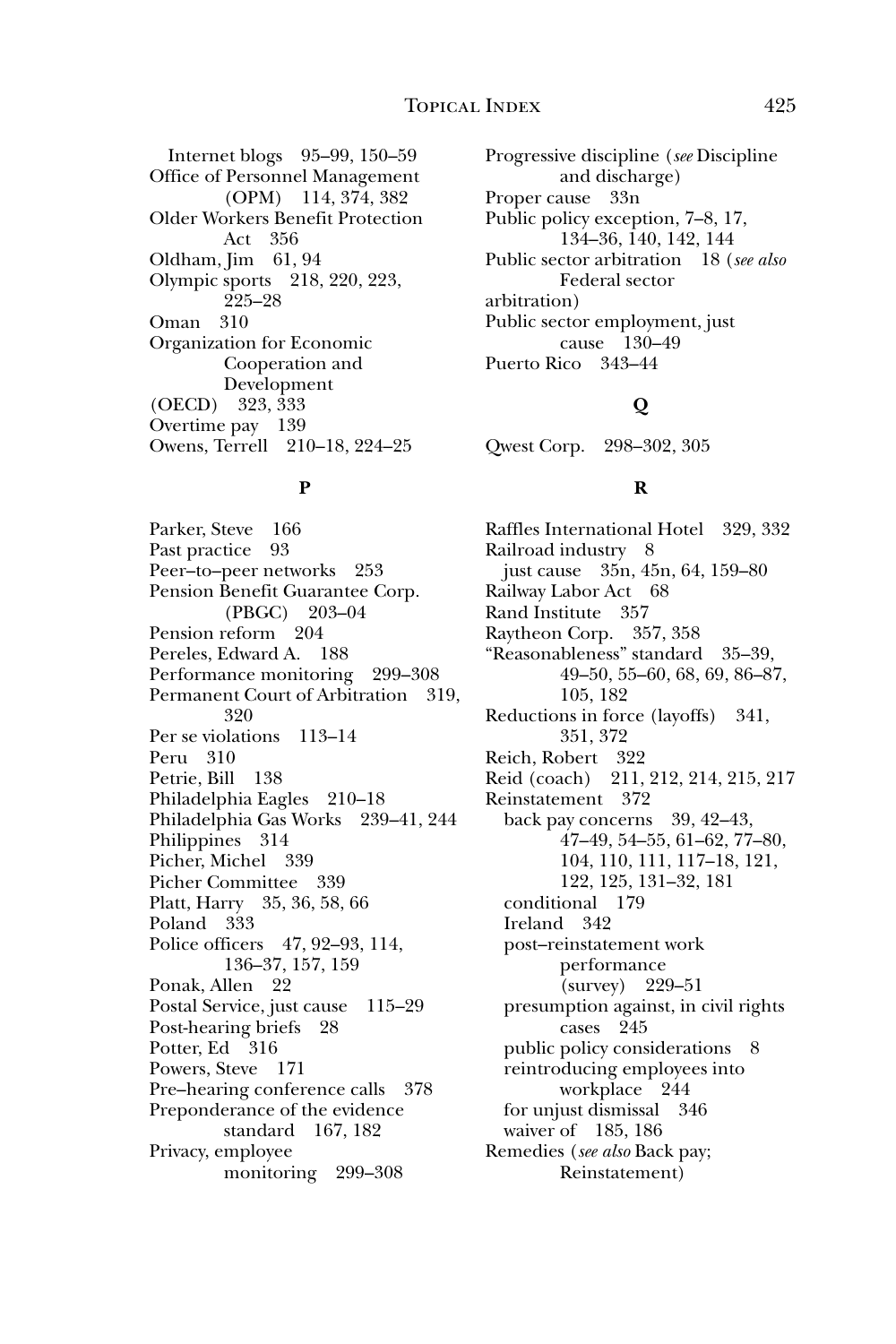Internet blogs 95–99, 150–59

Office of Personnel Management (OPM) 114, 374, 382

Older Workers Benefit Protection Act 356

Oldham, Jim 61, 94

Olympic sports 218, 220, 223, 225–28

Oman 310

Organization for Economic Cooperation and Development (OECD) 323, 333

Overtime pay 139

Owens, Terrell 210–18, 224–25

**P**

Parker, Steve 166

Past practice 93

Peer–to–peer networks 253

Pension Benefit Guarantee Corp. (PBGC) 203–04

Pension reform 204

Pereles, Edward A. 188

Performance monitoring 299–308

Permanent Court of Arbitration 319, 320

Per se violations 113–14

Peru 310

Petrie, Bill 138

Philadelphia Eagles 210–18

Philadelphia Gas Works 239–41, 244

Philippines 314

Picher, Michel 339

Picher Committee 339

Platt, Harry 35, 36, 58, 66

Poland 333

Police officers 47, 92–93, 114, 136–37, 157, 159

Ponak, Allen 22

Postal Service, just cause 115–29

Post-hearing briefs 28

Potter, Ed 316

Powers, Steve 171

Pre–hearing conference calls 378

Preponderance of the evidence standard 167, 182

Privacy, employee monitoring 299–308

Progressive discipline (*see* Discipline and discharge)

Proper cause 33n

Public policy exception, 7–8, 17, 134–36, 140, 142, 144

Public sector arbitration 18 (*see also* Federal sector arbitration)

Public sector employment, just cause 130–49

Puerto Rico 343–44

**Q**

Qwest Corp. 298–302, 305

**R**

Raffles International Hotel 329, 332

Railroad industry 8
- just cause 35n, 45n, 64, 159–80

Railway Labor Act 68

Rand Institute 357

Raytheon Corp. 357, 358

"Reasonableness" standard 35–39, 49–50, 55–60, 68, 69, 86–87, 105, 182

Reductions in force (layoffs) 341, 351, 372

Reich, Robert 322

Reid (coach) 211, 212, 214, 215, 217

Reinstatement 372
- back pay concerns 39, 42–43, 47–49, 54–55, 61–62, 77–80, 104, 110, 111, 117–18, 121, 122, 125, 131–32, 181
- conditional 179
- Ireland 342
- post–reinstatement work performance (survey) 229–51
- presumption against, in civil rights cases 245
- public policy considerations 8
- reintroducing employees into workplace 244
- for unjust dismissal 346
- waiver of 185, 186

Remedies (*see also* Back pay; Reinstatement)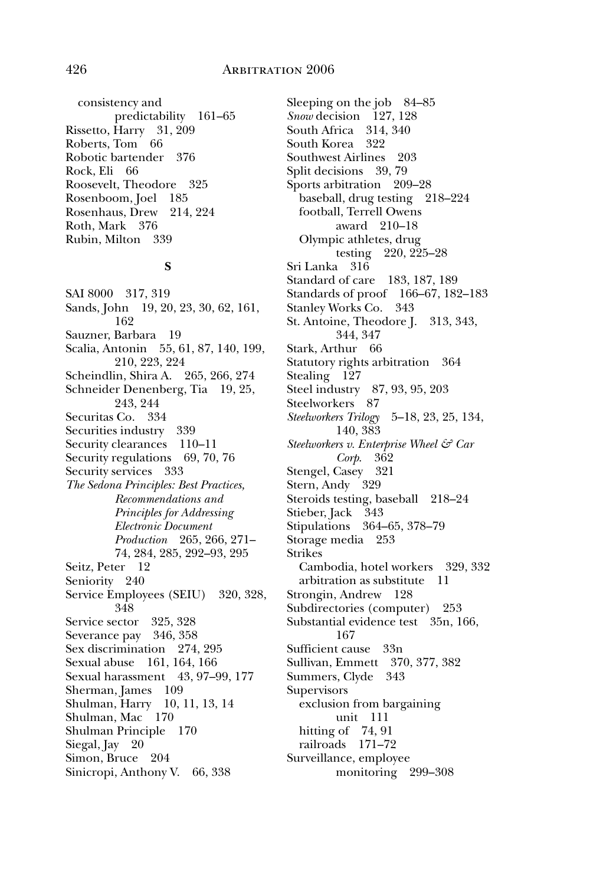consistency and predictability 161–65
Rissetto, Harry 31, 209
Roberts, Tom 66
Robotic bartender 376
Rock, Eli 66
Roosevelt, Theodore 325
Rosenboom, Joel 185
Rosenhaus, Drew 214, 224
Roth, Mark 376
Rubin, Milton 339

**S**

SAI 8000 317, 319
Sands, John 19, 20, 23, 30, 62, 161, 162
Sauzner, Barbara 19
Scalia, Antonin 55, 61, 87, 140, 199, 210, 223, 224
Scheindlin, Shira A. 265, 266, 274
Schneider Denenberg, Tia 19, 25, 243, 244
Securitas Co. 334
Securities industry 339
Security clearances 110–11
Security regulations 69, 70, 76
Security services 333
*The Sedona Principles: Best Practices, Recommendations and Principles for Addressing Electronic Document Production* 265, 266, 271–74, 284, 285, 292–93, 295
Seitz, Peter 12
Seniority 240
Service Employees (SEIU) 320, 328, 348
Service sector 325, 328
Severance pay 346, 358
Sex discrimination 274, 295
Sexual abuse 161, 164, 166
Sexual harassment 43, 97–99, 177
Sherman, James 109
Shulman, Harry 10, 11, 13, 14
Shulman, Mac 170
Shulman Principle 170
Siegal, Jay 20
Simon, Bruce 204
Sinicropi, Anthony V. 66, 338

Sleeping on the job 84–85
*Snow* decision 127, 128
South Africa 314, 340
South Korea 322
Southwest Airlines 203
Split decisions 39, 79
Sports arbitration 209–28
- baseball, drug testing 218–224
- football, Terrell Owens award 210–18
- Olympic athletes, drug testing 220, 225–28

Sri Lanka 316
Standard of care 183, 187, 189
Standards of proof 166–67, 182–183
Stanley Works Co. 343
St. Antoine, Theodore J. 313, 343, 344, 347
Stark, Arthur 66
Statutory rights arbitration 364
Stealing 127
Steel industry 87, 93, 95, 203
Steelworkers 87
*Steelworkers Trilogy* 5–18, 23, 25, 134, 140, 383
*Steelworkers v. Enterprise Wheel & Car Corp.* 362
Stengel, Casey 321
Stern, Andy 329
Steroids testing, baseball 218–24
Stieber, Jack 343
Stipulations 364–65, 378–79
Storage media 253
Strikes
- Cambodia, hotel workers 329, 332
- arbitration as substitute 11

Strongin, Andrew 128
Subdirectories (computer) 253
Substantial evidence test 35n, 166, 167
Sufficient cause 33n
Sullivan, Emmett 370, 377, 382
Summers, Clyde 343
Supervisors
- exclusion from bargaining unit 111
- hitting of 74, 91
- railroads 171–72

Surveillance, employee monitoring 299–308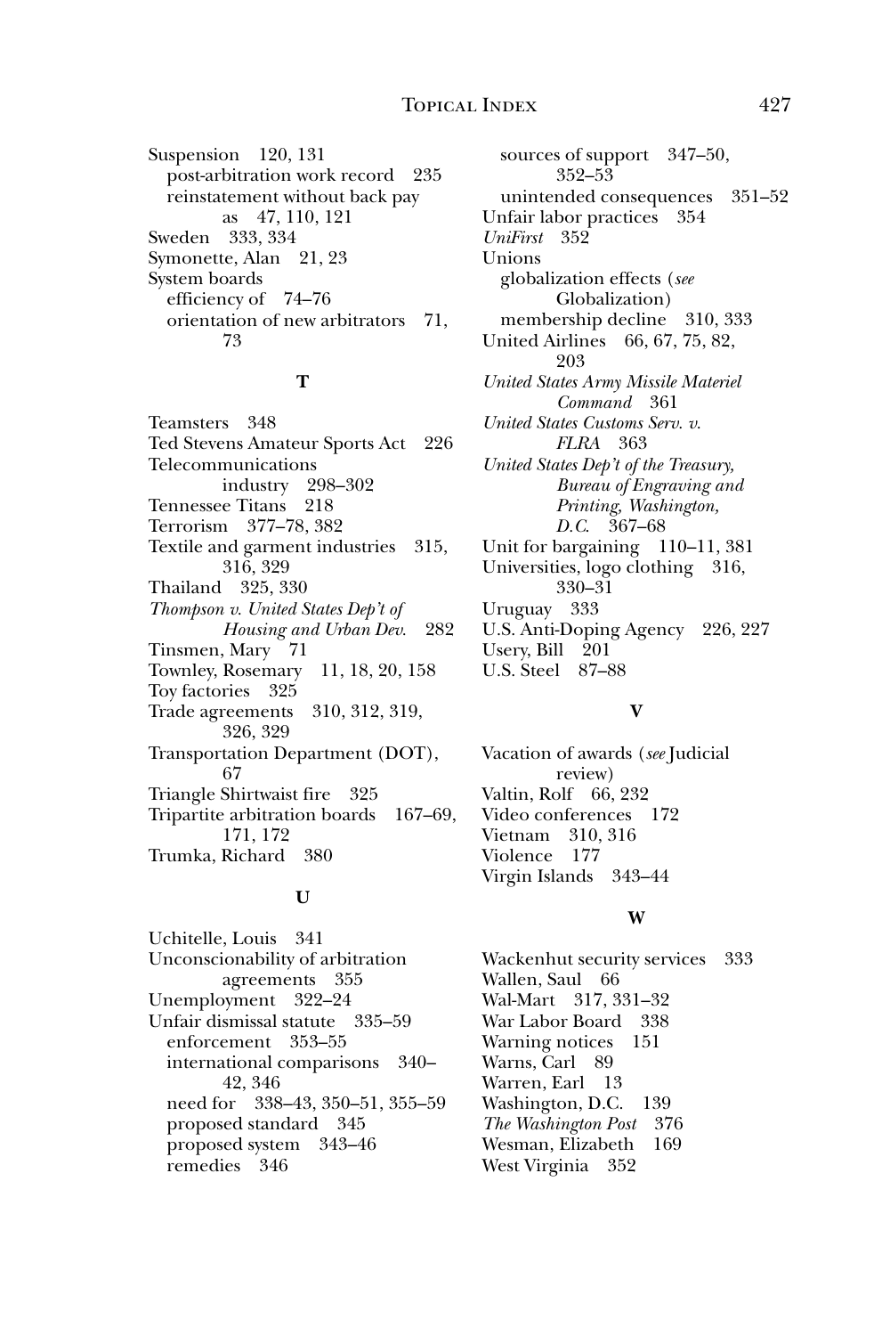Suspension 120, 131
  post-arbitration work record 235
  reinstatement without back pay as 47, 110, 121
Sweden 333, 334
Symonette, Alan 21, 23
System boards
  efficiency of 74–76
  orientation of new arbitrators 71, 73

**T**

Teamsters 348
Ted Stevens Amateur Sports Act 226
Telecommunications industry 298–302
Tennessee Titans 218
Terrorism 377–78, 382
Textile and garment industries 315, 316, 329
Thailand 325, 330
*Thompson v. United States Dep't of Housing and Urban Dev.* 282
Tinsmen, Mary 71
Townley, Rosemary 11, 18, 20, 158
Toy factories 325
Trade agreements 310, 312, 319, 326, 329
Transportation Department (DOT), 67
Triangle Shirtwaist fire 325
Tripartite arbitration boards 167–69, 171, 172
Trumka, Richard 380

**U**

Uchitelle, Louis 341
Unconscionability of arbitration agreements 355
Unemployment 322–24
Unfair dismissal statute 335–59
  enforcement 353–55
  international comparisons 340–42, 346
  need for 338–43, 350–51, 355–59
  proposed standard 345
  proposed system 343–46
  remedies 346
  sources of support 347–50, 352–53
  unintended consequences 351–52
Unfair labor practices 354
*UniFirst* 352
Unions
  globalization effects (*see* Globalization)
  membership decline 310, 333
United Airlines 66, 67, 75, 82, 203
*United States Army Missile Materiel Command* 361
*United States Customs Serv. v. FLRA* 363
*United States Dep't of the Treasury, Bureau of Engraving and Printing, Washington, D.C.* 367–68
Unit for bargaining 110–11, 381
Universities, logo clothing 316, 330–31
Uruguay 333
U.S. Anti-Doping Agency 226, 227
Usery, Bill 201
U.S. Steel 87–88

**V**

Vacation of awards (*see* Judicial review)
Valtin, Rolf 66, 232
Video conferences 172
Vietnam 310, 316
Violence 177
Virgin Islands 343–44

**W**

Wackenhut security services 333
Wallen, Saul 66
Wal-Mart 317, 331–32
War Labor Board 338
Warning notices 151
Warns, Carl 89
Warren, Earl 13
Washington, D.C. 139
*The Washington Post* 376
Wesman, Elizabeth 169
West Virginia 352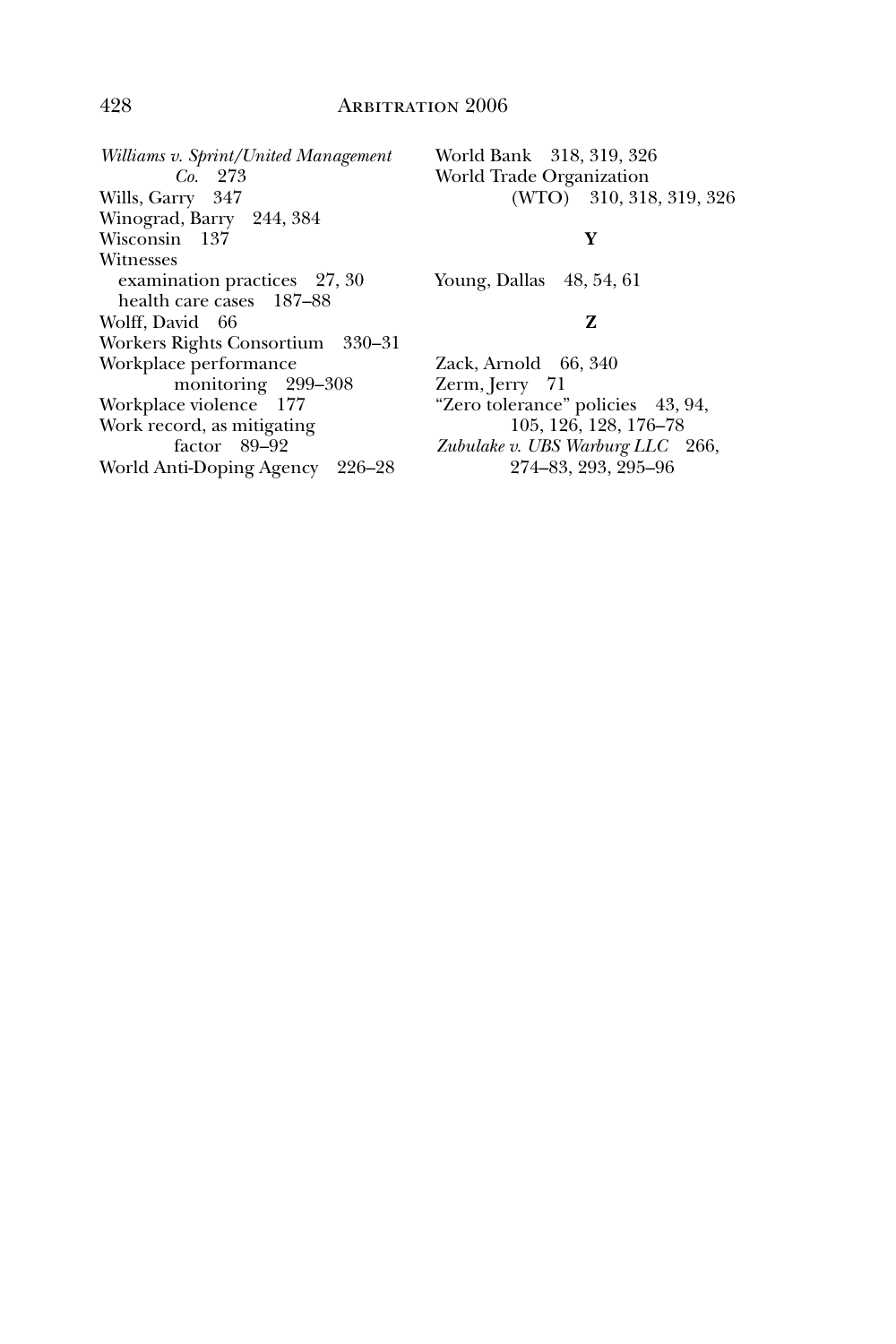*Williams v. Sprint/United Management Co.* 273
Wills, Garry 347
Winograd, Barry 244, 384
Wisconsin 137
Witnesses
  examination practices 27, 30
  health care cases 187–88
Wolff, David 66
Workers Rights Consortium 330–31
Workplace performance monitoring 299–308
Workplace violence 177
Work record, as mitigating factor 89–92
World Anti-Doping Agency 226–28
World Bank 318, 319, 326
World Trade Organization (WTO) 310, 318, 319, 326

**Y**

Young, Dallas 48, 54, 61

**Z**

Zack, Arnold 66, 340
Zerm, Jerry 71
"Zero tolerance" policies 43, 94, 105, 126, 128, 176–78
*Zubulake v. UBS Warburg LLC* 266, 274–83, 293, 295–96